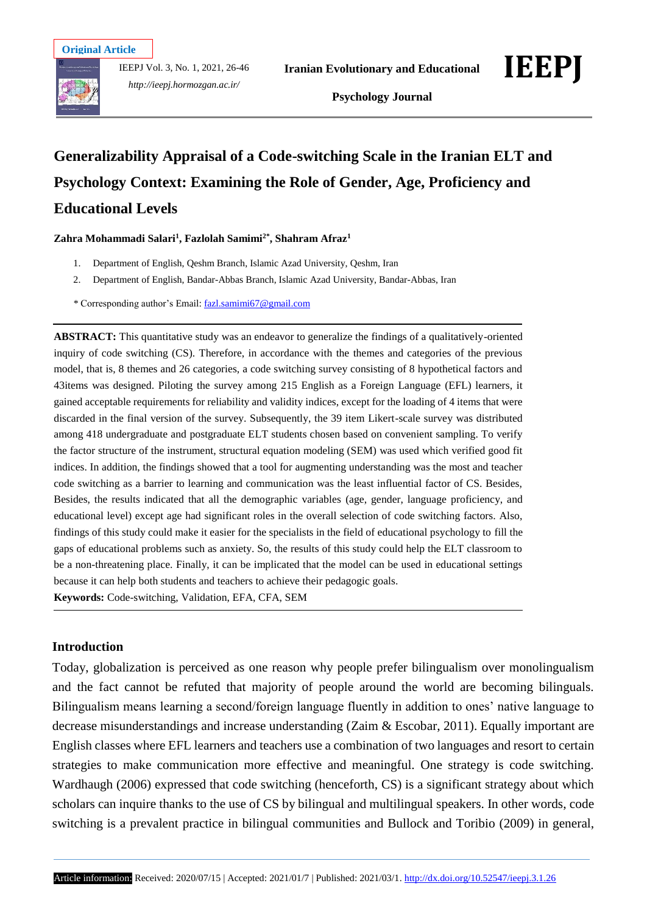Original Article

# Generalizability Appraisal of a Code-switching Scale in the Iranian ELT and Psychology Context: Examining the Role of Gender, Age, Proficiency and Educational Levels

**Zahra Mohammadi Salari[1], Fazlolah Samimi[2*], Shahram Afraz[1]**

1. Department of English, Qeshm Branch, Islamic Azad University, Qeshm, Iran
2. Department of English, Bandar-Abbas Branch, Islamic Azad University, Bandar-Abbas, Iran

\* Corresponding author's Email: fazl.samimi67@gmail.com

**ABSTRACT:** This quantitative study was an endeavor to generalize the findings of a qualitatively-oriented inquiry of code switching (CS). Therefore, in accordance with the themes and categories of the previous model, that is, 8 themes and 26 categories, a code switching survey consisting of 8 hypothetical factors and 43items was designed. Piloting the survey among 215 English as a Foreign Language (EFL) learners, it gained acceptable requirements for reliability and validity indices, except for the loading of 4 items that were discarded in the final version of the survey. Subsequently, the 39 item Likert-scale survey was distributed among 418 undergraduate and postgraduate ELT students chosen based on convenient sampling. To verify the factor structure of the instrument, structural equation modeling (SEM) was used which verified good fit indices. In addition, the findings showed that a tool for augmenting understanding was the most and teacher code switching as a barrier to learning and communication was the least influential factor of CS. Besides, Besides, the results indicated that all the demographic variables (age, gender, language proficiency, and educational level) except age had significant roles in the overall selection of code switching factors. Also, findings of this study could make it easier for the specialists in the field of educational psychology to fill the gaps of educational problems such as anxiety. So, the results of this study could help the ELT classroom to be a non-threatening place. Finally, it can be implicated that the model can be used in educational settings because it can help both students and teachers to achieve their pedagogic goals.

**Keywords:** Code-switching, Validation, EFA, CFA, SEM

## Introduction

Today, globalization is perceived as one reason why people prefer bilingualism over monolingualism and the fact cannot be refuted that majority of people around the world are becoming bilinguals. Bilingualism means learning a second/foreign language fluently in addition to ones' native language to decrease misunderstandings and increase understanding (Zaim & Escobar, 2011). Equally important are English classes where EFL learners and teachers use a combination of two languages and resort to certain strategies to make communication more effective and meaningful. One strategy is code switching. Wardhaugh (2006) expressed that code switching (henceforth, CS) is a significant strategy about which scholars can inquire thanks to the use of CS by bilingual and multilingual speakers. In other words, code switching is a prevalent practice in bilingual communities and Bullock and Toribio (2009) in general,

Article information: Received: 2020/07/15 | Accepted: 2021/01/7 | Published: 2021/03/1. http://dx.doi.org/10.52547/ieepj.3.1.26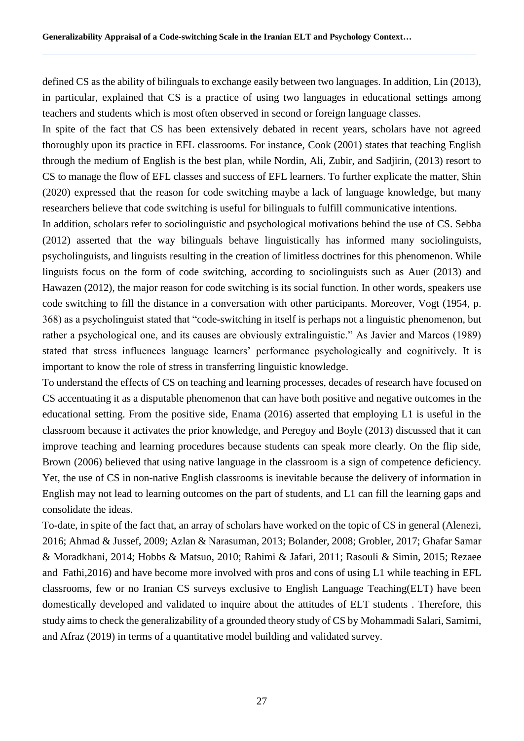defined CS as the ability of bilinguals to exchange easily between two languages. In addition, Lin (2013), in particular, explained that CS is a practice of using two languages in educational settings among teachers and students which is most often observed in second or foreign language classes.

In spite of the fact that CS has been extensively debated in recent years, scholars have not agreed thoroughly upon its practice in EFL classrooms. For instance, Cook (2001) states that teaching English through the medium of English is the best plan, while Nordin, Ali, Zubir, and Sadjirin, (2013) resort to CS to manage the flow of EFL classes and success of EFL learners. To further explicate the matter, Shin (2020) expressed that the reason for code switching maybe a lack of language knowledge, but many researchers believe that code switching is useful for bilinguals to fulfill communicative intentions.

In addition, scholars refer to sociolinguistic and psychological motivations behind the use of CS. Sebba (2012) asserted that the way bilinguals behave linguistically has informed many sociolinguists, psycholinguists, and linguists resulting in the creation of limitless doctrines for this phenomenon. While linguists focus on the form of code switching, according to sociolinguists such as Auer (2013) and Hawazen (2012), the major reason for code switching is its social function. In other words, speakers use code switching to fill the distance in a conversation with other participants. Moreover, Vogt (1954, p. 368) as a psycholinguist stated that "code-switching in itself is perhaps not a linguistic phenomenon, but rather a psychological one, and its causes are obviously extralinguistic." As Javier and Marcos (1989) stated that stress influences language learners' performance psychologically and cognitively. It is important to know the role of stress in transferring linguistic knowledge.

To understand the effects of CS on teaching and learning processes, decades of research have focused on CS accentuating it as a disputable phenomenon that can have both positive and negative outcomes in the educational setting. From the positive side, Enama (2016) asserted that employing L1 is useful in the classroom because it activates the prior knowledge, and Peregoy and Boyle (2013) discussed that it can improve teaching and learning procedures because students can speak more clearly. On the flip side, Brown (2006) believed that using native language in the classroom is a sign of competence deficiency. Yet, the use of CS in non-native English classrooms is inevitable because the delivery of information in English may not lead to learning outcomes on the part of students, and L1 can fill the learning gaps and consolidate the ideas.

To-date, in spite of the fact that, an array of scholars have worked on the topic of CS in general (Alenezi, 2016; Ahmad & Jussef, 2009; Azlan & Narasuman, 2013; Bolander, 2008; Grobler, 2017; Ghafar Samar & Moradkhani, 2014; Hobbs & Matsuo, 2010; Rahimi & Jafari, 2011; Rasouli & Simin, 2015; Rezaee and Fathi,2016) and have become more involved with pros and cons of using L1 while teaching in EFL classrooms, few or no Iranian CS surveys exclusive to English Language Teaching(ELT) have been domestically developed and validated to inquire about the attitudes of ELT students . Therefore, this study aims to check the generalizability of a grounded theory study of CS by Mohammadi Salari, Samimi, and Afraz (2019) in terms of a quantitative model building and validated survey.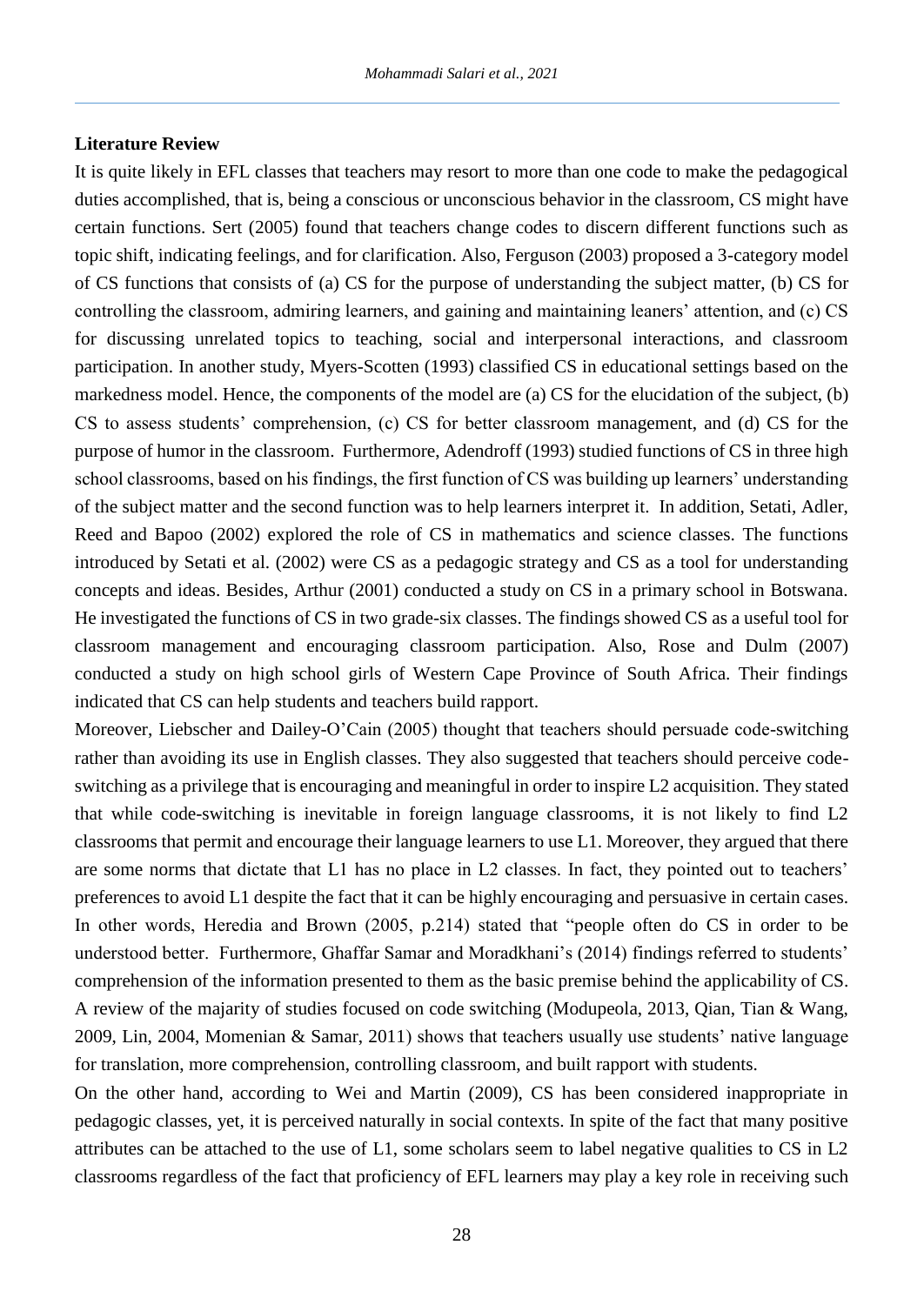**Literature Review**

It is quite likely in EFL classes that teachers may resort to more than one code to make the pedagogical duties accomplished, that is, being a conscious or unconscious behavior in the classroom, CS might have certain functions. Sert (2005) found that teachers change codes to discern different functions such as topic shift, indicating feelings, and for clarification. Also, Ferguson (2003) proposed a 3-category model of CS functions that consists of (a) CS for the purpose of understanding the subject matter, (b) CS for controlling the classroom, admiring learners, and gaining and maintaining leaners' attention, and (c) CS for discussing unrelated topics to teaching, social and interpersonal interactions, and classroom participation. In another study, Myers-Scotten (1993) classified CS in educational settings based on the markedness model. Hence, the components of the model are (a) CS for the elucidation of the subject, (b) CS to assess students' comprehension, (c) CS for better classroom management, and (d) CS for the purpose of humor in the classroom. Furthermore, Adendroff (1993) studied functions of CS in three high school classrooms, based on his findings, the first function of CS was building up learners' understanding of the subject matter and the second function was to help learners interpret it. In addition, Setati, Adler, Reed and Bapoo (2002) explored the role of CS in mathematics and science classes. The functions introduced by Setati et al. (2002) were CS as a pedagogic strategy and CS as a tool for understanding concepts and ideas. Besides, Arthur (2001) conducted a study on CS in a primary school in Botswana. He investigated the functions of CS in two grade-six classes. The findings showed CS as a useful tool for classroom management and encouraging classroom participation. Also, Rose and Dulm (2007) conducted a study on high school girls of Western Cape Province of South Africa. Their findings indicated that CS can help students and teachers build rapport.

Moreover, Liebscher and Dailey-O'Cain (2005) thought that teachers should persuade code-switching rather than avoiding its use in English classes. They also suggested that teachers should perceive code-switching as a privilege that is encouraging and meaningful in order to inspire L2 acquisition. They stated that while code-switching is inevitable in foreign language classrooms, it is not likely to find L2 classrooms that permit and encourage their language learners to use L1. Moreover, they argued that there are some norms that dictate that L1 has no place in L2 classes. In fact, they pointed out to teachers' preferences to avoid L1 despite the fact that it can be highly encouraging and persuasive in certain cases. In other words, Heredia and Brown (2005, p.214) stated that "people often do CS in order to be understood better. Furthermore, Ghaffar Samar and Moradkhani's (2014) findings referred to students' comprehension of the information presented to them as the basic premise behind the applicability of CS. A review of the majarity of studies focused on code switching (Modupeola, 2013, Qian, Tian & Wang, 2009, Lin, 2004, Momenian & Samar, 2011) shows that teachers usually use students' native language for translation, more comprehension, controlling classroom, and built rapport with students.

On the other hand, according to Wei and Martin (2009), CS has been considered inappropriate in pedagogic classes, yet, it is perceived naturally in social contexts. In spite of the fact that many positive attributes can be attached to the use of L1, some scholars seem to label negative qualities to CS in L2 classrooms regardless of the fact that proficiency of EFL learners may play a key role in receiving such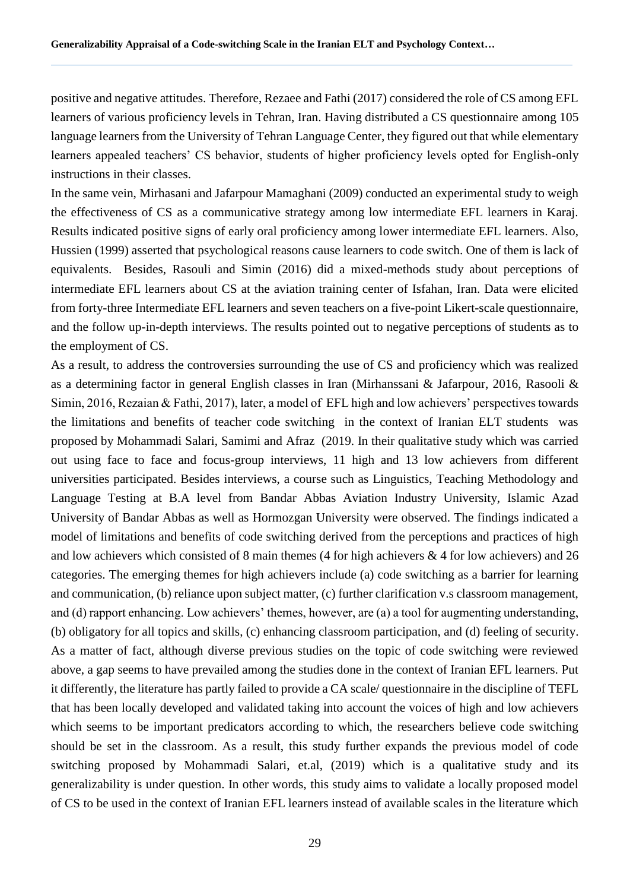positive and negative attitudes. Therefore, Rezaee and Fathi (2017) considered the role of CS among EFL learners of various proficiency levels in Tehran, Iran. Having distributed a CS questionnaire among 105 language learners from the University of Tehran Language Center, they figured out that while elementary learners appealed teachers' CS behavior, students of higher proficiency levels opted for English-only instructions in their classes.

In the same vein, Mirhasani and Jafarpour Mamaghani (2009) conducted an experimental study to weigh the effectiveness of CS as a communicative strategy among low intermediate EFL learners in Karaj. Results indicated positive signs of early oral proficiency among lower intermediate EFL learners. Also, Hussien (1999) asserted that psychological reasons cause learners to code switch. One of them is lack of equivalents. Besides, Rasouli and Simin (2016) did a mixed-methods study about perceptions of intermediate EFL learners about CS at the aviation training center of Isfahan, Iran. Data were elicited from forty-three Intermediate EFL learners and seven teachers on a five-point Likert-scale questionnaire, and the follow up-in-depth interviews. The results pointed out to negative perceptions of students as to the employment of CS.

As a result, to address the controversies surrounding the use of CS and proficiency which was realized as a determining factor in general English classes in Iran (Mirhanssani & Jafarpour, 2016, Rasooli & Simin, 2016, Rezaian & Fathi, 2017), later, a model of EFL high and low achievers' perspectives towards the limitations and benefits of teacher code switching in the context of Iranian ELT students was proposed by Mohammadi Salari, Samimi and Afraz (2019. In their qualitative study which was carried out using face to face and focus-group interviews, 11 high and 13 low achievers from different universities participated. Besides interviews, a course such as Linguistics, Teaching Methodology and Language Testing at B.A level from Bandar Abbas Aviation Industry University, Islamic Azad University of Bandar Abbas as well as Hormozgan University were observed. The findings indicated a model of limitations and benefits of code switching derived from the perceptions and practices of high and low achievers which consisted of 8 main themes (4 for high achievers & 4 for low achievers) and 26 categories. The emerging themes for high achievers include (a) code switching as a barrier for learning and communication, (b) reliance upon subject matter, (c) further clarification v.s classroom management, and (d) rapport enhancing. Low achievers' themes, however, are (a) a tool for augmenting understanding, (b) obligatory for all topics and skills, (c) enhancing classroom participation, and (d) feeling of security. As a matter of fact, although diverse previous studies on the topic of code switching were reviewed above, a gap seems to have prevailed among the studies done in the context of Iranian EFL learners. Put it differently, the literature has partly failed to provide a CA scale/ questionnaire in the discipline of TEFL that has been locally developed and validated taking into account the voices of high and low achievers which seems to be important predicators according to which, the researchers believe code switching should be set in the classroom. As a result, this study further expands the previous model of code switching proposed by Mohammadi Salari, et.al, (2019) which is a qualitative study and its generalizability is under question. In other words, this study aims to validate a locally proposed model of CS to be used in the context of Iranian EFL learners instead of available scales in the literature which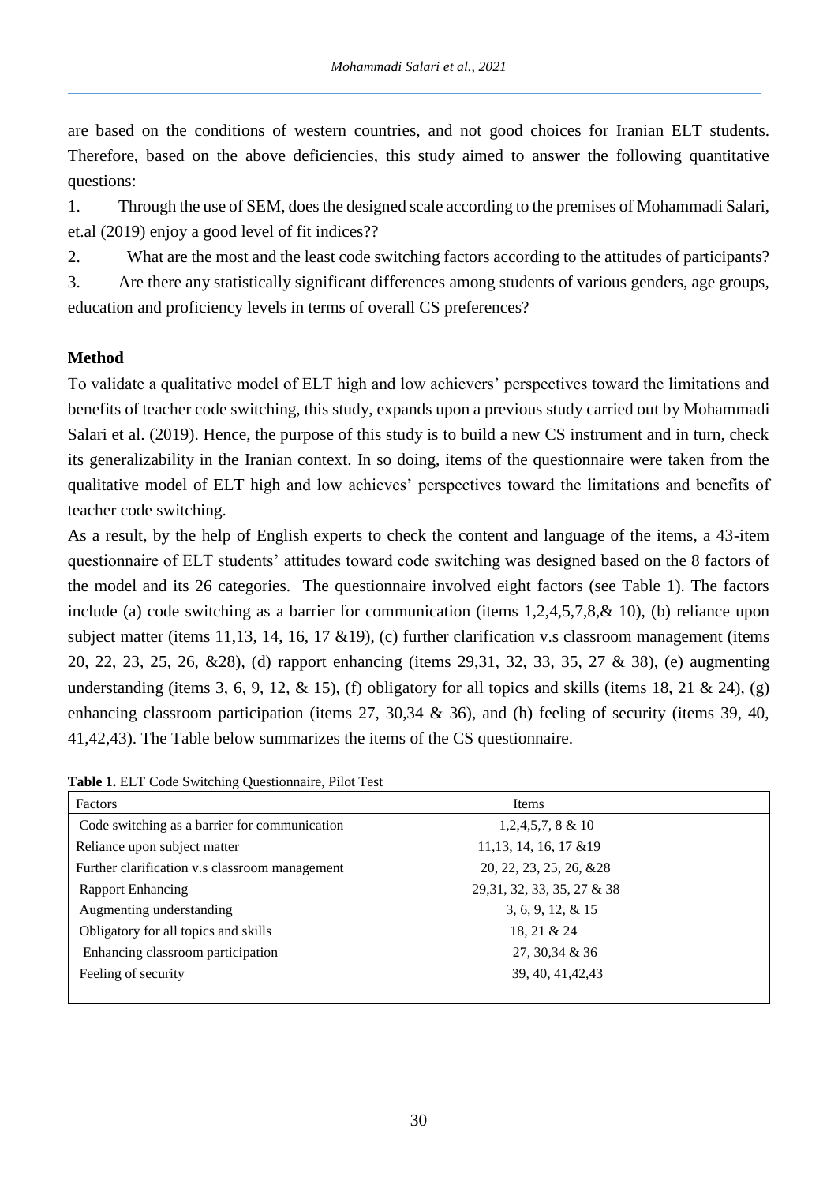are based on the conditions of western countries, and not good choices for Iranian ELT students. Therefore, based on the above deficiencies, this study aimed to answer the following quantitative questions:

1. Through the use of SEM, does the designed scale according to the premises of Mohammadi Salari, et.al (2019) enjoy a good level of fit indices??
2. What are the most and the least code switching factors according to the attitudes of participants?
3. Are there any statistically significant differences among students of various genders, age groups, education and proficiency levels in terms of overall CS preferences?

## Method

To validate a qualitative model of ELT high and low achievers' perspectives toward the limitations and benefits of teacher code switching, this study, expands upon a previous study carried out by Mohammadi Salari et al. (2019). Hence, the purpose of this study is to build a new CS instrument and in turn, check its generalizability in the Iranian context. In so doing, items of the questionnaire were taken from the qualitative model of ELT high and low achieves' perspectives toward the limitations and benefits of teacher code switching.

As a result, by the help of English experts to check the content and language of the items, a 43-item questionnaire of ELT students' attitudes toward code switching was designed based on the 8 factors of the model and its 26 categories. The questionnaire involved eight factors (see Table 1). The factors include (a) code switching as a barrier for communication (items 1,2,4,5,7,8,& 10), (b) reliance upon subject matter (items 11,13, 14, 16, 17 &19), (c) further clarification v.s classroom management (items 20, 22, 23, 25, 26, &28), (d) rapport enhancing (items 29,31, 32, 33, 35, 27 & 38), (e) augmenting understanding (items 3, 6, 9, 12, & 15), (f) obligatory for all topics and skills (items 18, 21 & 24), (g) enhancing classroom participation (items 27, 30,34 & 36), and (h) feeling of security (items 39, 40, 41,42,43). The Table below summarizes the items of the CS questionnaire.

**Table 1.** ELT Code Switching Questionnaire, Pilot Test

| Factors | Items |
|---|---|
| Code switching as a barrier for communication | 1,2,4,5,7, 8 & 10 |
| Reliance upon subject matter | 11,13, 14, 16, 17 &19 |
| Further clarification v.s classroom management | 20, 22, 23, 25, 26, &28 |
| Rapport Enhancing | 29,31, 32, 33, 35, 27 & 38 |
| Augmenting understanding | 3, 6, 9, 12, & 15 |
| Obligatory for all topics and skills | 18, 21 & 24 |
| Enhancing classroom participation | 27, 30,34 & 36 |
| Feeling of security | 39, 40, 41,42,43 |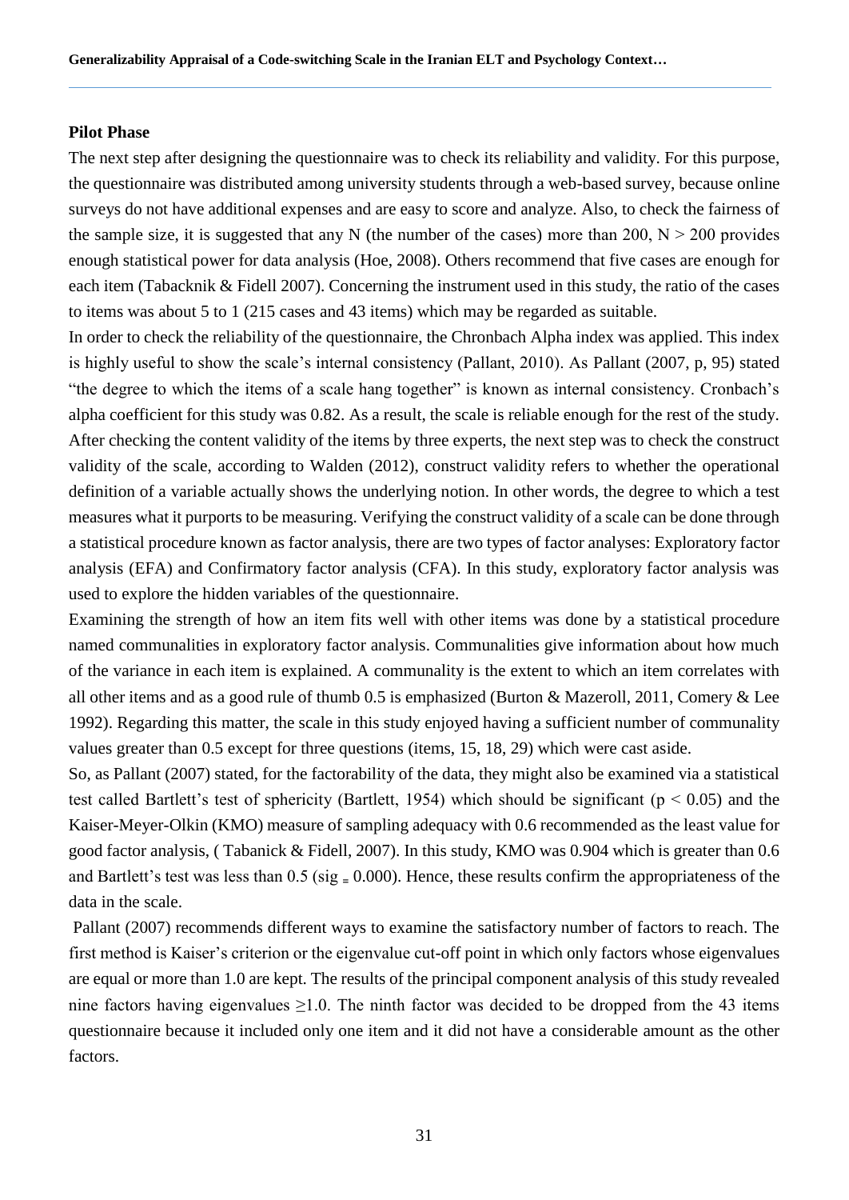**Pilot Phase**

The next step after designing the questionnaire was to check its reliability and validity. For this purpose, the questionnaire was distributed among university students through a web-based survey, because online surveys do not have additional expenses and are easy to score and analyze. Also, to check the fairness of the sample size, it is suggested that any N (the number of the cases) more than 200, $N > 200$ provides enough statistical power for data analysis (Hoe, 2008). Others recommend that five cases are enough for each item (Tabacknik & Fidell 2007). Concerning the instrument used in this study, the ratio of the cases to items was about 5 to 1 (215 cases and 43 items) which may be regarded as suitable.

In order to check the reliability of the questionnaire, the Chronbach Alpha index was applied. This index is highly useful to show the scale's internal consistency (Pallant, 2010). As Pallant (2007, p, 95) stated "the degree to which the items of a scale hang together" is known as internal consistency. Cronbach's alpha coefficient for this study was 0.82. As a result, the scale is reliable enough for the rest of the study. After checking the content validity of the items by three experts, the next step was to check the construct validity of the scale, according to Walden (2012), construct validity refers to whether the operational definition of a variable actually shows the underlying notion. In other words, the degree to which a test measures what it purports to be measuring. Verifying the construct validity of a scale can be done through a statistical procedure known as factor analysis, there are two types of factor analyses: Exploratory factor analysis (EFA) and Confirmatory factor analysis (CFA). In this study, exploratory factor analysis was used to explore the hidden variables of the questionnaire.

Examining the strength of how an item fits well with other items was done by a statistical procedure named communalities in exploratory factor analysis. Communalities give information about how much of the variance in each item is explained. A communality is the extent to which an item correlates with all other items and as a good rule of thumb 0.5 is emphasized (Burton & Mazeroll, 2011, Comery & Lee 1992). Regarding this matter, the scale in this study enjoyed having a sufficient number of communality values greater than 0.5 except for three questions (items, 15, 18, 29) which were cast aside.

So, as Pallant (2007) stated, for the factorability of the data, they might also be examined via a statistical test called Bartlett's test of sphericity (Bartlett, 1954) which should be significant ($p < 0.05$) and the Kaiser-Meyer-Olkin (KMO) measure of sampling adequacy with 0.6 recommended as the least value for good factor analysis, ( Tabanick & Fidell, 2007). In this study, KMO was 0.904 which is greater than 0.6 and Bartlett's test was less than 0.5 (sig = 0.000). Hence, these results confirm the appropriateness of the data in the scale.

Pallant (2007) recommends different ways to examine the satisfactory number of factors to reach. The first method is Kaiser's criterion or the eigenvalue cut-off point in which only factors whose eigenvalues are equal or more than 1.0 are kept. The results of the principal component analysis of this study revealed nine factors having eigenvalues $\geq 1.0$. The ninth factor was decided to be dropped from the 43 items questionnaire because it included only one item and it did not have a considerable amount as the other factors.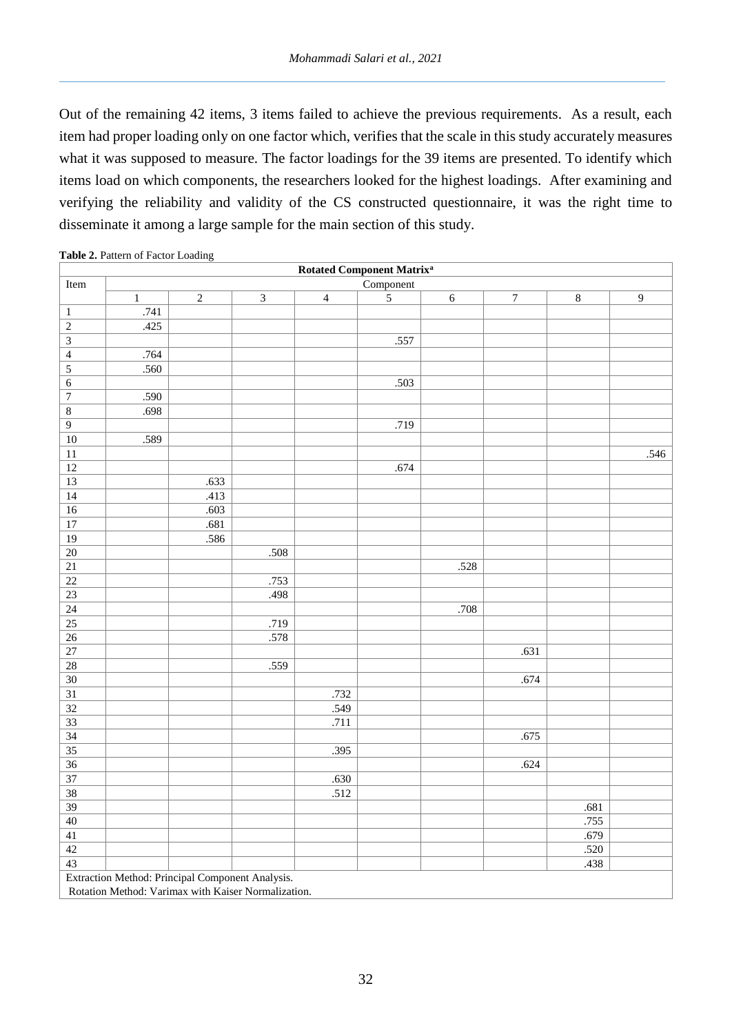Out of the remaining 42 items, 3 items failed to achieve the previous requirements. As a result, each item had proper loading only on one factor which, verifies that the scale in this study accurately measures what it was supposed to measure. The factor loadings for the 39 items are presented. To identify which items load on which components, the researchers looked for the highest loadings. After examining and verifying the reliability and validity of the CS constructed questionnaire, it was the right time to disseminate it among a large sample for the main section of this study.

**Table 2.** Pattern of Factor Loading

| Rotated Component Matrix[a] | | | | | | | | | |
|---|---|---|---|---|---|---|---|---|---|
| Item | Component | | | | | | | | |
| | 1 | 2 | 3 | 4 | 5 | 6 | 7 | 8 | 9 |
| 1 | .741 | | | | | | | | |
| 2 | .425 | | | | | | | | |
| 3 | | | | | .557 | | | | |
| 4 | .764 | | | | | | | | |
| 5 | .560 | | | | | | | | |
| 6 | | | | | .503 | | | | |
| 7 | .590 | | | | | | | | |
| 8 | .698 | | | | | | | | |
| 9 | | | | | .719 | | | | |
| 10 | .589 | | | | | | | | |
| 11 | | | | | | | | | .546 |
| 12 | | | | | .674 | | | | |
| 13 | | .633 | | | | | | | |
| 14 | | .413 | | | | | | | |
| 16 | | .603 | | | | | | | |
| 17 | | .681 | | | | | | | |
| 19 | | .586 | | | | | | | |
| 20 | | | .508 | | | | | | |
| 21 | | | | | | .528 | | | |
| 22 | | | .753 | | | | | | |
| 23 | | | .498 | | | | | | |
| 24 | | | | | | .708 | | | |
| 25 | | | .719 | | | | | | |
| 26 | | | .578 | | | | | | |
| 27 | | | | | | | .631 | | |
| 28 | | | .559 | | | | | | |
| 30 | | | | | | | .674 | | |
| 31 | | | | .732 | | | | | |
| 32 | | | | .549 | | | | | |
| 33 | | | | .711 | | | | | |
| 34 | | | | | | | .675 | | |
| 35 | | | | .395 | | | | | |
| 36 | | | | | | | .624 | | |
| 37 | | | | .630 | | | | | |
| 38 | | | | .512 | | | | | |
| 39 | | | | | | | | .681 | |
| 40 | | | | | | | | .755 | |
| 41 | | | | | | | | .679 | |
| 42 | | | | | | | | .520 | |
| 43 | | | | | | | | .438 | |

Extraction Method: Principal Component Analysis.
Rotation Method: Varimax with Kaiser Normalization.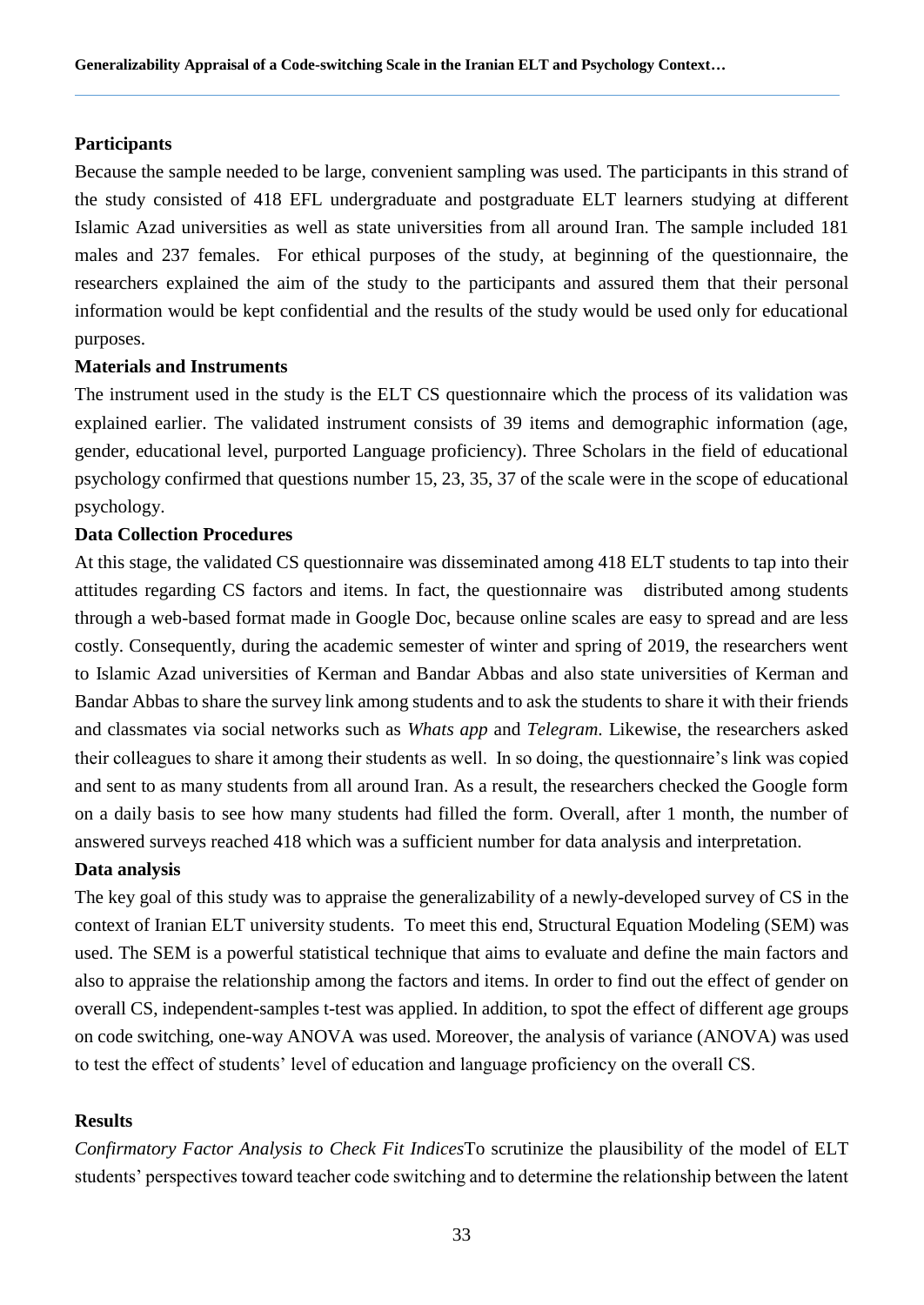### Participants

Because the sample needed to be large, convenient sampling was used. The participants in this strand of the study consisted of 418 EFL undergraduate and postgraduate ELT learners studying at different Islamic Azad universities as well as state universities from all around Iran. The sample included 181 males and 237 females. For ethical purposes of the study, at beginning of the questionnaire, the researchers explained the aim of the study to the participants and assured them that their personal information would be kept confidential and the results of the study would be used only for educational purposes.

### Materials and Instruments

The instrument used in the study is the ELT CS questionnaire which the process of its validation was explained earlier. The validated instrument consists of 39 items and demographic information (age, gender, educational level, purported Language proficiency). Three Scholars in the field of educational psychology confirmed that questions number 15, 23, 35, 37 of the scale were in the scope of educational psychology.

### Data Collection Procedures

At this stage, the validated CS questionnaire was disseminated among 418 ELT students to tap into their attitudes regarding CS factors and items. In fact, the questionnaire was distributed among students through a web-based format made in Google Doc, because online scales are easy to spread and are less costly. Consequently, during the academic semester of winter and spring of 2019, the researchers went to Islamic Azad universities of Kerman and Bandar Abbas and also state universities of Kerman and Bandar Abbas to share the survey link among students and to ask the students to share it with their friends and classmates via social networks such as *Whats app* and *Telegram*. Likewise, the researchers asked their colleagues to share it among their students as well. In so doing, the questionnaire's link was copied and sent to as many students from all around Iran. As a result, the researchers checked the Google form on a daily basis to see how many students had filled the form. Overall, after 1 month, the number of answered surveys reached 418 which was a sufficient number for data analysis and interpretation.

### Data analysis

The key goal of this study was to appraise the generalizability of a newly-developed survey of CS in the context of Iranian ELT university students. To meet this end, Structural Equation Modeling (SEM) was used. The SEM is a powerful statistical technique that aims to evaluate and define the main factors and also to appraise the relationship among the factors and items. In order to find out the effect of gender on overall CS, independent-samples t-test was applied. In addition, to spot the effect of different age groups on code switching, one-way ANOVA was used. Moreover, the analysis of variance (ANOVA) was used to test the effect of students' level of education and language proficiency on the overall CS.

## Results

*Confirmatory Factor Analysis to Check Fit Indices*To scrutinize the plausibility of the model of ELT students' perspectives toward teacher code switching and to determine the relationship between the latent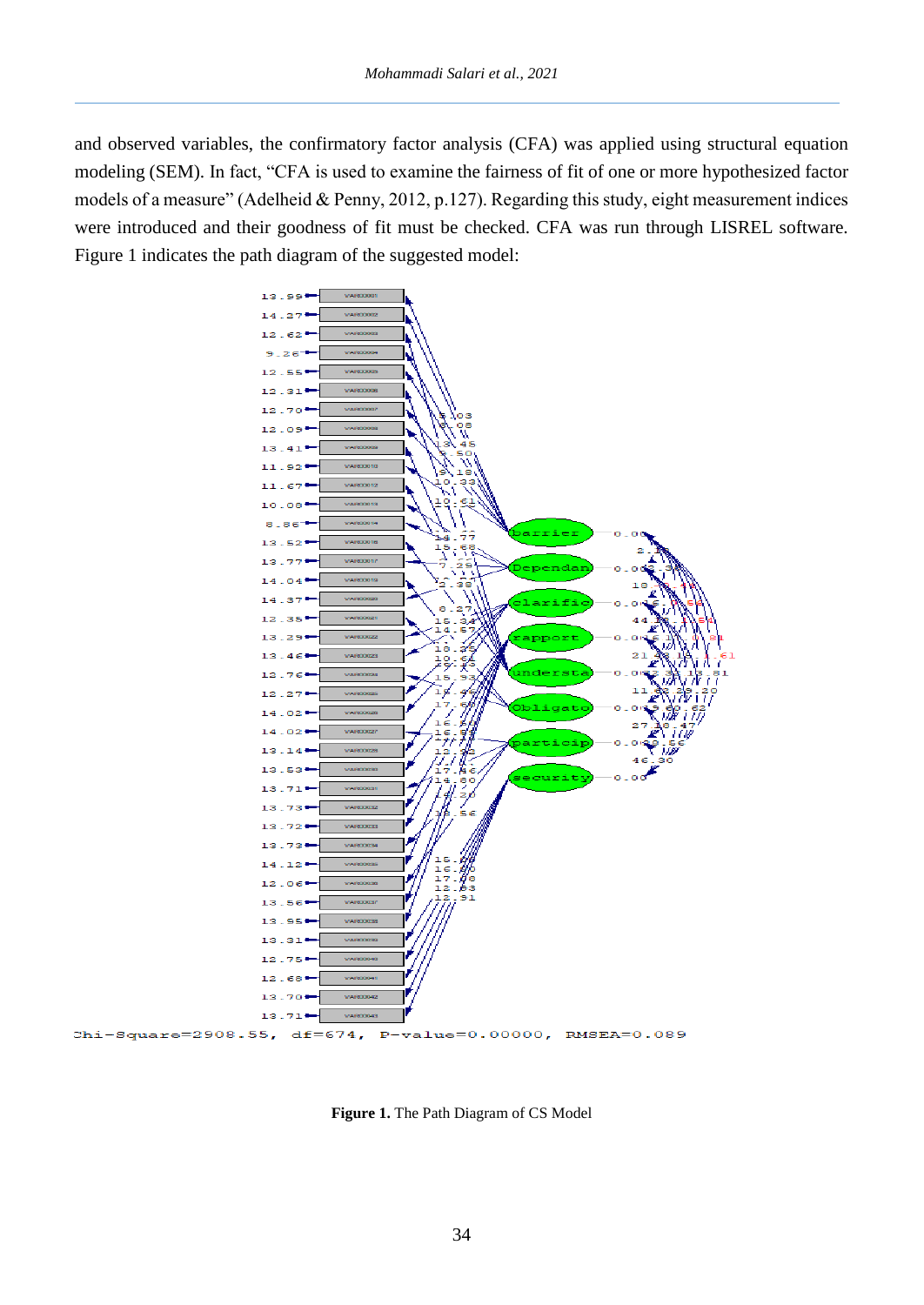and observed variables, the confirmatory factor analysis (CFA) was applied using structural equation modeling (SEM). In fact, "CFA is used to examine the fairness of fit of one or more hypothesized factor models of a measure" (Adelheid & Penny, 2012, p.127). Regarding this study, eight measurement indices were introduced and their goodness of fit must be checked. CFA was run through LISREL software. Figure 1 indicates the path diagram of the suggested model:

Chi-Square=2908.55, df=674, P-value=0.00000, RMSEA=0.089

**Figure 1.** The Path Diagram of CS Model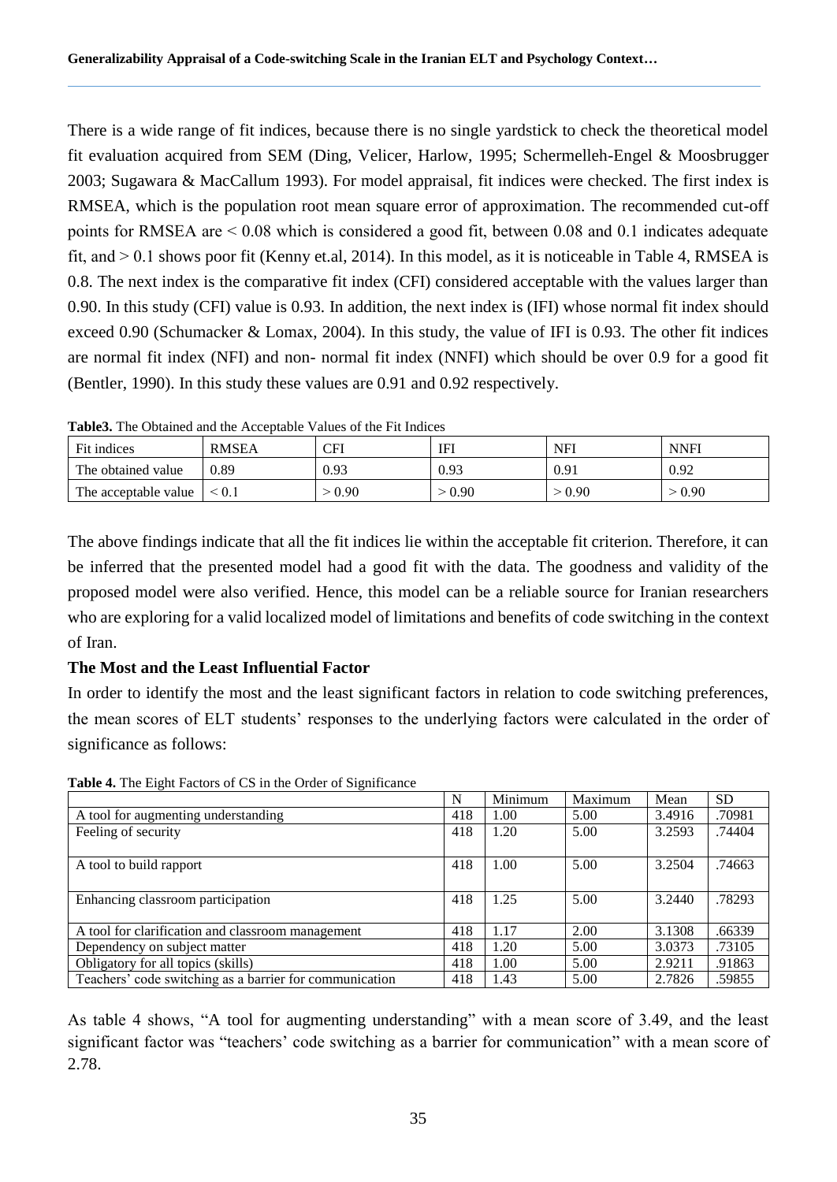There is a wide range of fit indices, because there is no single yardstick to check the theoretical model fit evaluation acquired from SEM (Ding, Velicer, Harlow, 1995; Schermelleh-Engel & Moosbrugger 2003; Sugawara & MacCallum 1993). For model appraisal, fit indices were checked. The first index is RMSEA, which is the population root mean square error of approximation. The recommended cut-off points for RMSEA are < 0.08 which is considered a good fit, between 0.08 and 0.1 indicates adequate fit, and > 0.1 shows poor fit (Kenny et.al, 2014). In this model, as it is noticeable in Table 4, RMSEA is 0.8. The next index is the comparative fit index (CFI) considered acceptable with the values larger than 0.90. In this study (CFI) value is 0.93. In addition, the next index is (IFI) whose normal fit index should exceed 0.90 (Schumacker & Lomax, 2004). In this study, the value of IFI is 0.93. The other fit indices are normal fit index (NFI) and non- normal fit index (NNFI) which should be over 0.9 for a good fit (Bentler, 1990). In this study these values are 0.91 and 0.92 respectively.

**Table3.** The Obtained and the Acceptable Values of the Fit Indices

| Fit indices | RMSEA | CFI | IFI | NFI | NNFI |
|---|---|---|---|---|---|
| The obtained value | 0.89 | 0.93 | 0.93 | 0.91 | 0.92 |
| The acceptable value | < 0.1 | > 0.90 | > 0.90 | > 0.90 | > 0.90 |

The above findings indicate that all the fit indices lie within the acceptable fit criterion. Therefore, it can be inferred that the presented model had a good fit with the data. The goodness and validity of the proposed model were also verified. Hence, this model can be a reliable source for Iranian researchers who are exploring for a valid localized model of limitations and benefits of code switching in the context of Iran.

**The Most and the Least Influential Factor**

In order to identify the most and the least significant factors in relation to code switching preferences, the mean scores of ELT students' responses to the underlying factors were calculated in the order of significance as follows:

**Table 4.** The Eight Factors of CS in the Order of Significance

| | N | Minimum | Maximum | Mean | SD |
|---|---|---|---|---|---|
| A tool for augmenting understanding | 418 | 1.00 | 5.00 | 3.4916 | .70981 |
| Feeling of security | 418 | 1.20 | 5.00 | 3.2593 | .74404 |
| A tool to build rapport | 418 | 1.00 | 5.00 | 3.2504 | .74663 |
| Enhancing classroom participation | 418 | 1.25 | 5.00 | 3.2440 | .78293 |
| A tool for clarification and classroom management | 418 | 1.17 | 2.00 | 3.1308 | .66339 |
| Dependency on subject matter | 418 | 1.20 | 5.00 | 3.0373 | .73105 |
| Obligatory for all topics (skills) | 418 | 1.00 | 5.00 | 2.9211 | .91863 |
| Teachers' code switching as a barrier for communication | 418 | 1.43 | 5.00 | 2.7826 | .59855 |

As table 4 shows, "A tool for augmenting understanding" with a mean score of 3.49, and the least significant factor was "teachers' code switching as a barrier for communication" with a mean score of 2.78.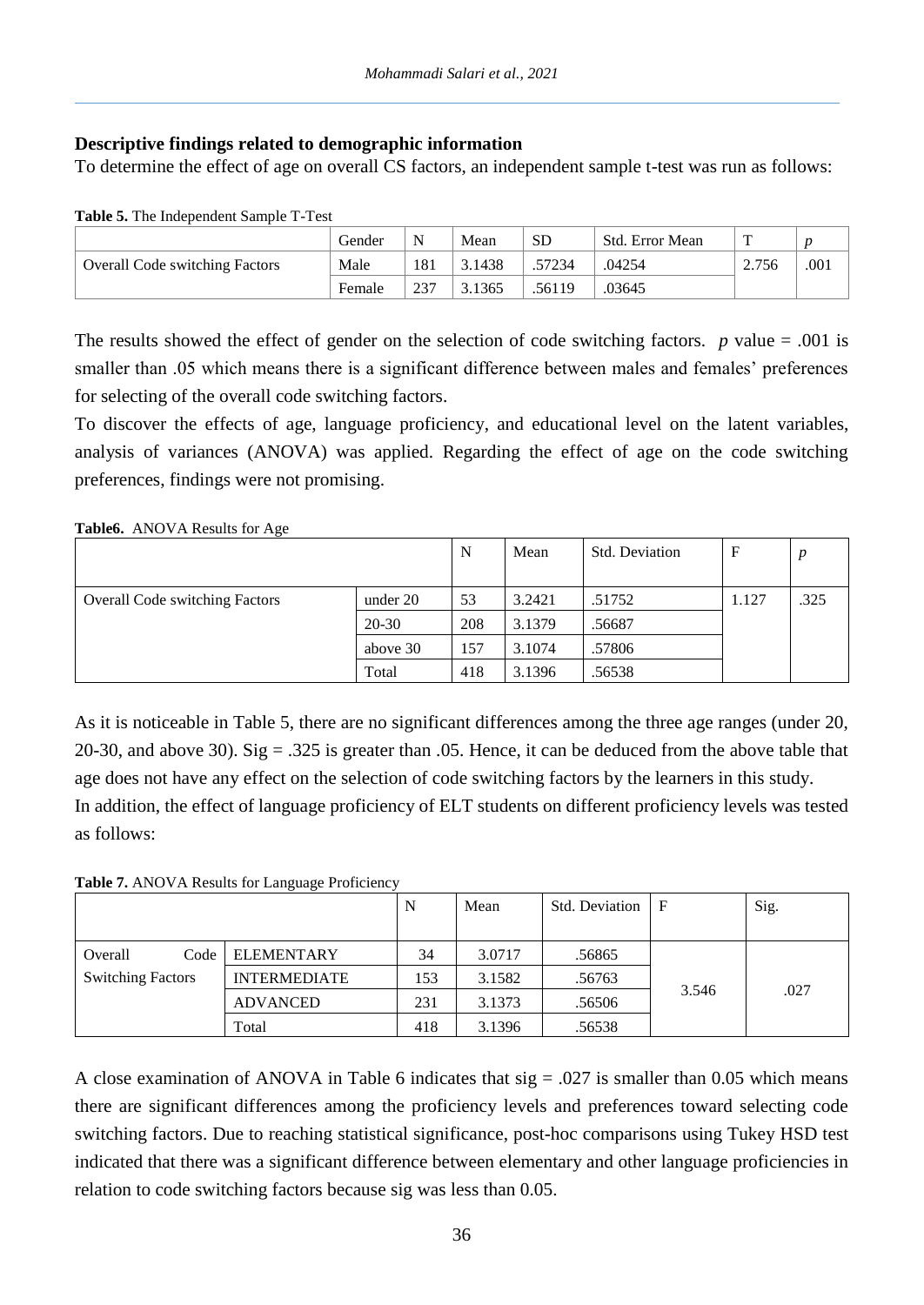### Descriptive findings related to demographic information

To determine the effect of age on overall CS factors, an independent sample t-test was run as follows:

**Table 5.** The Independent Sample T-Test

| | Gender | N | Mean | SD | Std. Error Mean | T | *p* |
|---|---|---|---|---|---|---|---|
| Overall Code switching Factors | Male | 181 | 3.1438 | .57234 | .04254 | 2.756 | .001 |
| | Female | 237 | 3.1365 | .56119 | .03645 | | |

The results showed the effect of gender on the selection of code switching factors. *p* value = .001 is smaller than .05 which means there is a significant difference between males and females' preferences for selecting of the overall code switching factors.

To discover the effects of age, language proficiency, and educational level on the latent variables, analysis of variances (ANOVA) was applied. Regarding the effect of age on the code switching preferences, findings were not promising.

**Table6.** ANOVA Results for Age

| | | N | Mean | Std. Deviation | F | *p* |
|---|---|---|---|---|---|---|
| Overall Code switching Factors | under 20 | 53 | 3.2421 | .51752 | 1.127 | .325 |
| | 20-30 | 208 | 3.1379 | .56687 | | |
| | above 30 | 157 | 3.1074 | .57806 | | |
| | Total | 418 | 3.1396 | .56538 | | |

As it is noticeable in Table 5, there are no significant differences among the three age ranges (under 20, 20-30, and above 30). Sig = .325 is greater than .05. Hence, it can be deduced from the above table that age does not have any effect on the selection of code switching factors by the learners in this study.

In addition, the effect of language proficiency of ELT students on different proficiency levels was tested as follows:

**Table 7.** ANOVA Results for Language Proficiency

| | | N | Mean | Std. Deviation | F | Sig. |
|---|---|---|---|---|---|---|
| Overall Code Switching Factors | ELEMENTARY | 34 | 3.0717 | .56865 | 3.546 | .027 |
| | INTERMEDIATE | 153 | 3.1582 | .56763 | | |
| | ADVANCED | 231 | 3.1373 | .56506 | | |
| | Total | 418 | 3.1396 | .56538 | | |

A close examination of ANOVA in Table 6 indicates that sig = .027 is smaller than 0.05 which means there are significant differences among the proficiency levels and preferences toward selecting code switching factors. Due to reaching statistical significance, post-hoc comparisons using Tukey HSD test indicated that there was a significant difference between elementary and other language proficiencies in relation to code switching factors because sig was less than 0.05.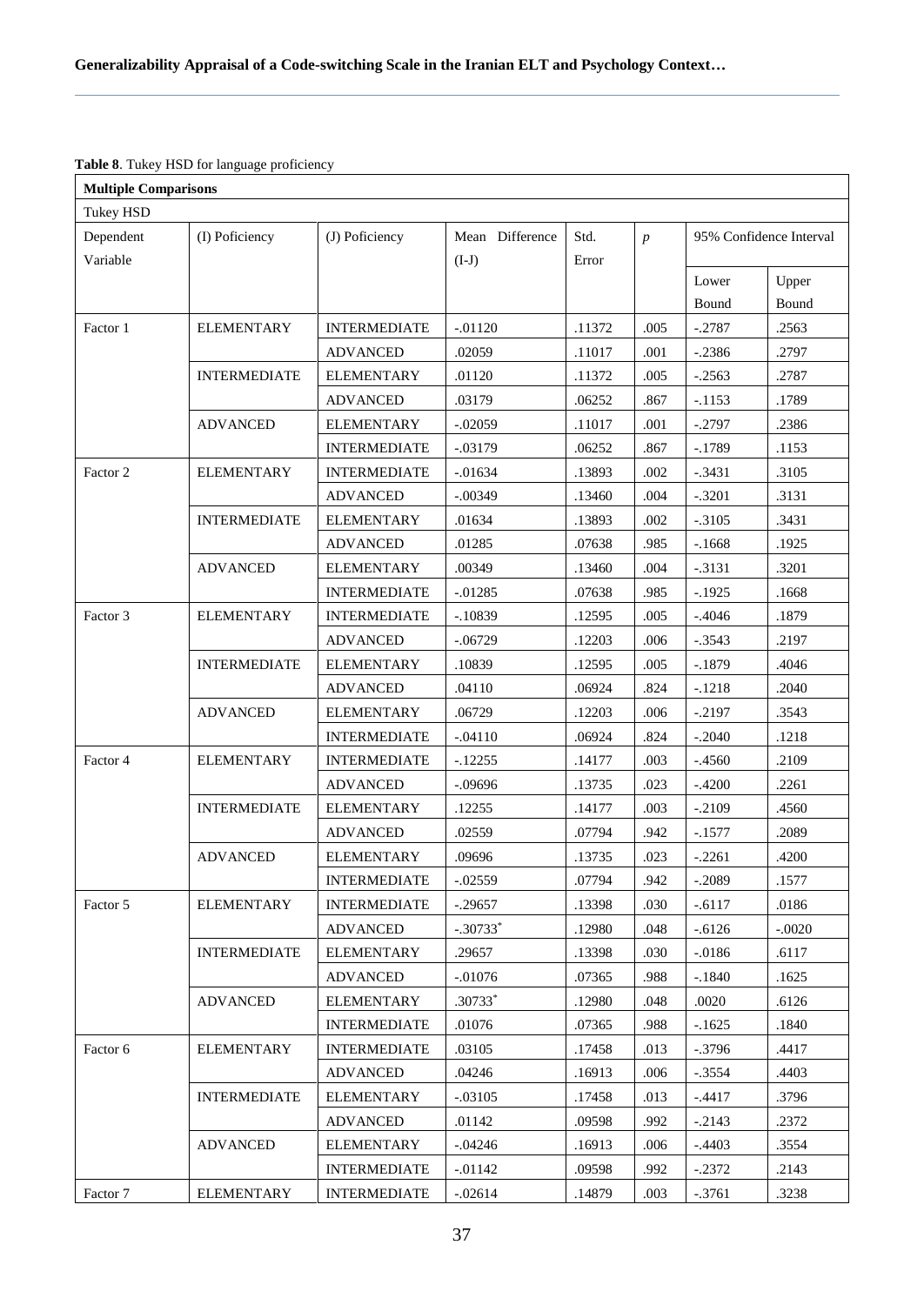**Table 8**. Tukey HSD for language proficiency

| Multiple Comparisons | | | | | | | |
|---|---|---|---|---|---|---|---|
| Tukey HSD | | | | | | | |
| Dependent Variable | (I) Poficiency | (J) Poficiency | Mean Difference (I-J) | Std. Error | *p* | 95% Confidence Interval | |
| | | | | | | Lower Bound | Upper Bound |
| Factor 1 | ELEMENTARY | INTERMEDIATE | -.01120 | .11372 | .005 | -.2787 | .2563 |
| | | ADVANCED | .02059 | .11017 | .001 | -.2386 | .2797 |
| | INTERMEDIATE | ELEMENTARY | .01120 | .11372 | .005 | -.2563 | .2787 |
| | | ADVANCED | .03179 | .06252 | .867 | -.1153 | .1789 |
| | ADVANCED | ELEMENTARY | -.02059 | .11017 | .001 | -.2797 | .2386 |
| | | INTERMEDIATE | -.03179 | .06252 | .867 | -.1789 | .1153 |
| Factor 2 | ELEMENTARY | INTERMEDIATE | -.01634 | .13893 | .002 | -.3431 | .3105 |
| | | ADVANCED | -.00349 | .13460 | .004 | -.3201 | .3131 |
| | INTERMEDIATE | ELEMENTARY | .01634 | .13893 | .002 | -.3105 | .3431 |
| | | ADVANCED | .01285 | .07638 | .985 | -.1668 | .1925 |
| | ADVANCED | ELEMENTARY | .00349 | .13460 | .004 | -.3131 | .3201 |
| | | INTERMEDIATE | -.01285 | .07638 | .985 | -.1925 | .1668 |
| Factor 3 | ELEMENTARY | INTERMEDIATE | -.10839 | .12595 | .005 | -.4046 | .1879 |
| | | ADVANCED | -.06729 | .12203 | .006 | -.3543 | .2197 |
| | INTERMEDIATE | ELEMENTARY | .10839 | .12595 | .005 | -.1879 | .4046 |
| | | ADVANCED | .04110 | .06924 | .824 | -.1218 | .2040 |
| | ADVANCED | ELEMENTARY | .06729 | .12203 | .006 | -.2197 | .3543 |
| | | INTERMEDIATE | -.04110 | .06924 | .824 | -.2040 | .1218 |
| Factor 4 | ELEMENTARY | INTERMEDIATE | -.12255 | .14177 | .003 | -.4560 | .2109 |
| | | ADVANCED | -.09696 | .13735 | .023 | -.4200 | .2261 |
| | INTERMEDIATE | ELEMENTARY | .12255 | .14177 | .003 | -.2109 | .4560 |
| | | ADVANCED | .02559 | .07794 | .942 | -.1577 | .2089 |
| | ADVANCED | ELEMENTARY | .09696 | .13735 | .023 | -.2261 | .4200 |
| | | INTERMEDIATE | -.02559 | .07794 | .942 | -.2089 | .1577 |
| Factor 5 | ELEMENTARY | INTERMEDIATE | -.29657 | .13398 | .030 | -.6117 | .0186 |
| | | ADVANCED | -.30733* | .12980 | .048 | -.6126 | -.0020 |
| | INTERMEDIATE | ELEMENTARY | .29657 | .13398 | .030 | -.0186 | .6117 |
| | | ADVANCED | -.01076 | .07365 | .988 | -.1840 | .1625 |
| | ADVANCED | ELEMENTARY | .30733* | .12980 | .048 | .0020 | .6126 |
| | | INTERMEDIATE | .01076 | .07365 | .988 | -.1625 | .1840 |
| Factor 6 | ELEMENTARY | INTERMEDIATE | .03105 | .17458 | .013 | -.3796 | .4417 |
| | | ADVANCED | .04246 | .16913 | .006 | -.3554 | .4403 |
| | INTERMEDIATE | ELEMENTARY | -.03105 | .17458 | .013 | -.4417 | .3796 |
| | | ADVANCED | .01142 | .09598 | .992 | -.2143 | .2372 |
| | ADVANCED | ELEMENTARY | -.04246 | .16913 | .006 | -.4403 | .3554 |
| | | INTERMEDIATE | -.01142 | .09598 | .992 | -.2372 | .2143 |
| Factor 7 | ELEMENTARY | INTERMEDIATE | -.02614 | .14879 | .003 | -.3761 | .3238 |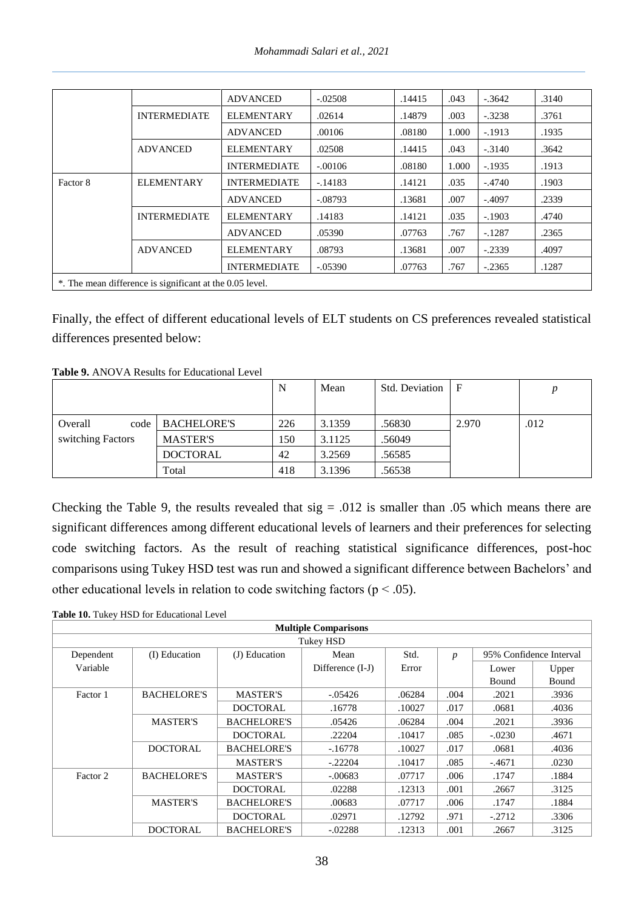| | | ADVANCED | -.02508 | .14415 | .043 | -.3642 | .3140 |
|---|---|---|---|---|---|---|---|
| | INTERMEDIATE | ELEMENTARY | .02614 | .14879 | .003 | -.3238 | .3761 |
| | | ADVANCED | .00106 | .08180 | 1.000 | -.1913 | .1935 |
| | ADVANCED | ELEMENTARY | .02508 | .14415 | .043 | -.3140 | .3642 |
| | | INTERMEDIATE | -.00106 | .08180 | 1.000 | -.1935 | .1913 |
| Factor 8 | ELEMENTARY | INTERMEDIATE | -.14183 | .14121 | .035 | -.4740 | .1903 |
| | | ADVANCED | -.08793 | .13681 | .007 | -.4097 | .2339 |
| | INTERMEDIATE | ELEMENTARY | .14183 | .14121 | .035 | -.1903 | .4740 |
| | | ADVANCED | .05390 | .07763 | .767 | -.1287 | .2365 |
| | ADVANCED | ELEMENTARY | .08793 | .13681 | .007 | -.2339 | .4097 |
| | | INTERMEDIATE | -.05390 | .07763 | .767 | -.2365 | .1287 |
| *. The mean difference is significant at the 0.05 level. | | | | | | | |

Finally, the effect of different educational levels of ELT students on CS preferences revealed statistical differences presented below:

**Table 9.** ANOVA Results for Educational Level

| | | N | Mean | Std. Deviation | F | *p* |
|---|---|---|---|---|---|---|
| Overall code switching Factors | BACHELORE'S | 226 | 3.1359 | .56830 | 2.970 | .012 |
| | MASTER'S | 150 | 3.1125 | .56049 | | |
| | DOCTORAL | 42 | 3.2569 | .56585 | | |
| | Total | 418 | 3.1396 | .56538 | | |

Checking the Table 9, the results revealed that sig = .012 is smaller than .05 which means there are significant differences among different educational levels of learners and their preferences for selecting code switching factors. As the result of reaching statistical significance differences, post-hoc comparisons using Tukey HSD test was run and showed a significant difference between Bachelors' and other educational levels in relation to code switching factors ($p < .05$).

**Table 10.** Tukey HSD for Educational Level

| Multiple Comparisons | | | | | | | |
|---|---|---|---|---|---|---|---|
| Tukey HSD | | | | | | | |
| Dependent Variable | (I) Education | (J) Education | Mean Difference (I-J) | Std. Error | *p* | 95% Confidence Interval | |
| | | | | | | Lower Bound | Upper Bound |
| Factor 1 | BACHELORE'S | MASTER'S | -.05426 | .06284 | .004 | .2021 | .3936 |
| | | DOCTORAL | .16778 | .10027 | .017 | .0681 | .4036 |
| | MASTER'S | BACHELORE'S | .05426 | .06284 | .004 | .2021 | .3936 |
| | | DOCTORAL | .22204 | .10417 | .085 | -.0230 | .4671 |
| | DOCTORAL | BACHELORE'S | -.16778 | .10027 | .017 | .0681 | .4036 |
| | | MASTER'S | -.22204 | .10417 | .085 | -.4671 | .0230 |
| Factor 2 | BACHELORE'S | MASTER'S | -.00683 | .07717 | .006 | .1747 | .1884 |
| | | DOCTORAL | .02288 | .12313 | .001 | .2667 | .3125 |
| | MASTER'S | BACHELORE'S | .00683 | .07717 | .006 | .1747 | .1884 |
| | | DOCTORAL | .02971 | .12792 | .971 | -.2712 | .3306 |
| | DOCTORAL | BACHELORE'S | -.02288 | .12313 | .001 | .2667 | .3125 |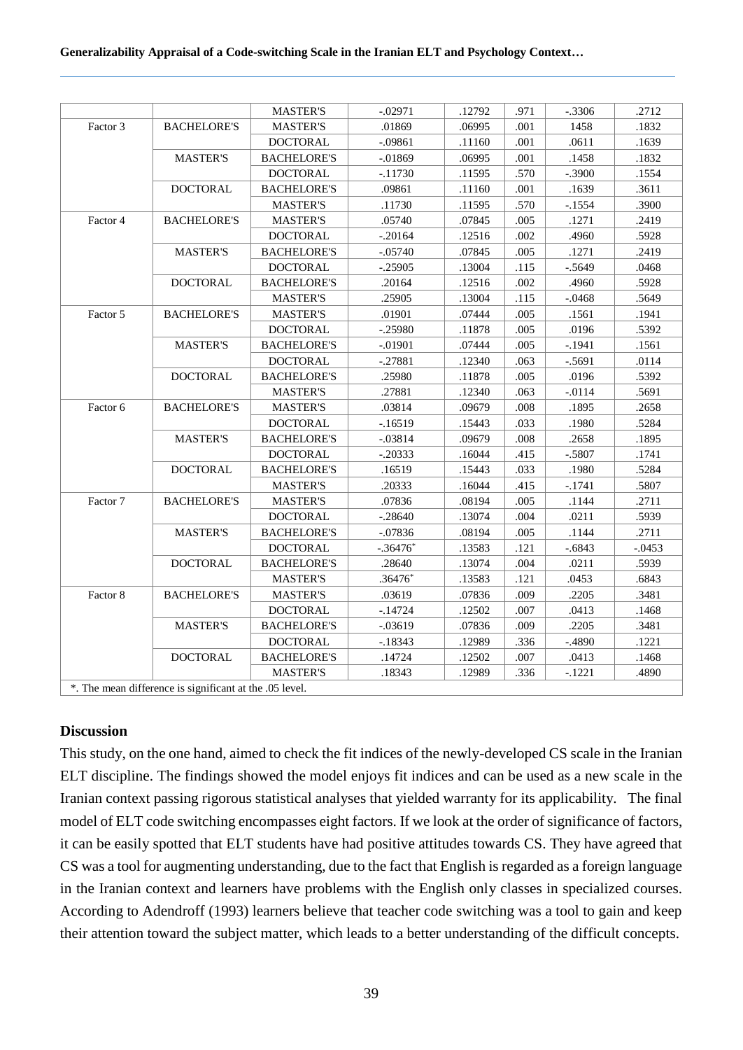| | | MASTER'S | -.02971 | .12792 | .971 | -.3306 | .2712 |
|---|---|---|---|---|---|---|---|
| Factor 3 | BACHELORE'S | MASTER'S | .01869 | .06995 | .001 | 1458 | .1832 |
| | | DOCTORAL | -.09861 | .11160 | .001 | .0611 | .1639 |
| | MASTER'S | BACHELORE'S | -.01869 | .06995 | .001 | .1458 | .1832 |
| | | DOCTORAL | -.11730 | .11595 | .570 | -.3900 | .1554 |
| | DOCTORAL | BACHELORE'S | .09861 | .11160 | .001 | .1639 | .3611 |
| | | MASTER'S | .11730 | .11595 | .570 | -.1554 | .3900 |
| Factor 4 | BACHELORE'S | MASTER'S | .05740 | .07845 | .005 | .1271 | .2419 |
| | | DOCTORAL | -.20164 | .12516 | .002 | .4960 | .5928 |
| | MASTER'S | BACHELORE'S | -.05740 | .07845 | .005 | .1271 | .2419 |
| | | DOCTORAL | -.25905 | .13004 | .115 | -.5649 | .0468 |
| | DOCTORAL | BACHELORE'S | .20164 | .12516 | .002 | .4960 | .5928 |
| | | MASTER'S | .25905 | .13004 | .115 | -.0468 | .5649 |
| Factor 5 | BACHELORE'S | MASTER'S | .01901 | .07444 | .005 | .1561 | .1941 |
| | | DOCTORAL | -.25980 | .11878 | .005 | .0196 | .5392 |
| | MASTER'S | BACHELORE'S | -.01901 | .07444 | .005 | -.1941 | .1561 |
| | | DOCTORAL | -.27881 | .12340 | .063 | -.5691 | .0114 |
| | DOCTORAL | BACHELORE'S | .25980 | .11878 | .005 | .0196 | .5392 |
| | | MASTER'S | .27881 | .12340 | .063 | -.0114 | .5691 |
| Factor 6 | BACHELORE'S | MASTER'S | .03814 | .09679 | .008 | .1895 | .2658 |
| | | DOCTORAL | -.16519 | .15443 | .033 | .1980 | .5284 |
| | MASTER'S | BACHELORE'S | -.03814 | .09679 | .008 | .2658 | .1895 |
| | | DOCTORAL | -.20333 | .16044 | .415 | -.5807 | .1741 |
| | DOCTORAL | BACHELORE'S | .16519 | .15443 | .033 | .1980 | .5284 |
| | | MASTER'S | .20333 | .16044 | .415 | -.1741 | .5807 |
| Factor 7 | BACHELORE'S | MASTER'S | .07836 | .08194 | .005 | .1144 | .2711 |
| | | DOCTORAL | -.28640 | .13074 | .004 | .0211 | .5939 |
| | MASTER'S | BACHELORE'S | -.07836 | .08194 | .005 | .1144 | .2711 |
| | | DOCTORAL | -.36476* | .13583 | .121 | -.6843 | -.0453 |
| | DOCTORAL | BACHELORE'S | .28640 | .13074 | .004 | .0211 | .5939 |
| | | MASTER'S | .36476* | .13583 | .121 | .0453 | .6843 |
| Factor 8 | BACHELORE'S | MASTER'S | .03619 | .07836 | .009 | .2205 | .3481 |
| | | DOCTORAL | -.14724 | .12502 | .007 | .0413 | .1468 |
| | MASTER'S | BACHELORE'S | -.03619 | .07836 | .009 | .2205 | .3481 |
| | | DOCTORAL | -.18343 | .12989 | .336 | -.4890 | .1221 |
| | DOCTORAL | BACHELORE'S | .14724 | .12502 | .007 | .0413 | .1468 |
| | | MASTER'S | .18343 | .12989 | .336 | -.1221 | .4890 |

*. The mean difference is significant at the .05 level.

### Discussion

This study, on the one hand, aimed to check the fit indices of the newly-developed CS scale in the Iranian ELT discipline. The findings showed the model enjoys fit indices and can be used as a new scale in the Iranian context passing rigorous statistical analyses that yielded warranty for its applicability. The final model of ELT code switching encompasses eight factors. If we look at the order of significance of factors, it can be easily spotted that ELT students have had positive attitudes towards CS. They have agreed that CS was a tool for augmenting understanding, due to the fact that English is regarded as a foreign language in the Iranian context and learners have problems with the English only classes in specialized courses. According to Adendroff (1993) learners believe that teacher code switching was a tool to gain and keep their attention toward the subject matter, which leads to a better understanding of the difficult concepts.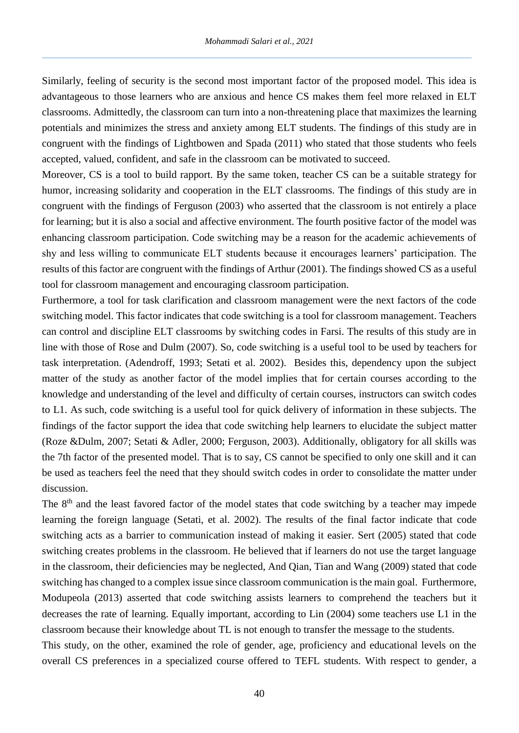Similarly, feeling of security is the second most important factor of the proposed model. This idea is advantageous to those learners who are anxious and hence CS makes them feel more relaxed in ELT classrooms. Admittedly, the classroom can turn into a non-threatening place that maximizes the learning potentials and minimizes the stress and anxiety among ELT students. The findings of this study are in congruent with the findings of Lightbowen and Spada (2011) who stated that those students who feels accepted, valued, confident, and safe in the classroom can be motivated to succeed.

Moreover, CS is a tool to build rapport. By the same token, teacher CS can be a suitable strategy for humor, increasing solidarity and cooperation in the ELT classrooms. The findings of this study are in congruent with the findings of Ferguson (2003) who asserted that the classroom is not entirely a place for learning; but it is also a social and affective environment. The fourth positive factor of the model was enhancing classroom participation. Code switching may be a reason for the academic achievements of shy and less willing to communicate ELT students because it encourages learners' participation. The results of this factor are congruent with the findings of Arthur (2001). The findings showed CS as a useful tool for classroom management and encouraging classroom participation.

Furthermore, a tool for task clarification and classroom management were the next factors of the code switching model. This factor indicates that code switching is a tool for classroom management. Teachers can control and discipline ELT classrooms by switching codes in Farsi. The results of this study are in line with those of Rose and Dulm (2007). So, code switching is a useful tool to be used by teachers for task interpretation. (Adendroff, 1993; Setati et al. 2002). Besides this, dependency upon the subject matter of the study as another factor of the model implies that for certain courses according to the knowledge and understanding of the level and difficulty of certain courses, instructors can switch codes to L1. As such, code switching is a useful tool for quick delivery of information in these subjects. The findings of the factor support the idea that code switching help learners to elucidate the subject matter (Roze &Dulm, 2007; Setati & Adler, 2000; Ferguson, 2003). Additionally, obligatory for all skills was the 7th factor of the presented model. That is to say, CS cannot be specified to only one skill and it can be used as teachers feel the need that they should switch codes in order to consolidate the matter under discussion.

The 8th and the least favored factor of the model states that code switching by a teacher may impede learning the foreign language (Setati, et al. 2002). The results of the final factor indicate that code switching acts as a barrier to communication instead of making it easier. Sert (2005) stated that code switching creates problems in the classroom. He believed that if learners do not use the target language in the classroom, their deficiencies may be neglected, And Qian, Tian and Wang (2009) stated that code switching has changed to a complex issue since classroom communication is the main goal. Furthermore, Modupeola (2013) asserted that code switching assists learners to comprehend the teachers but it decreases the rate of learning. Equally important, according to Lin (2004) some teachers use L1 in the classroom because their knowledge about TL is not enough to transfer the message to the students.

This study, on the other, examined the role of gender, age, proficiency and educational levels on the overall CS preferences in a specialized course offered to TEFL students. With respect to gender, a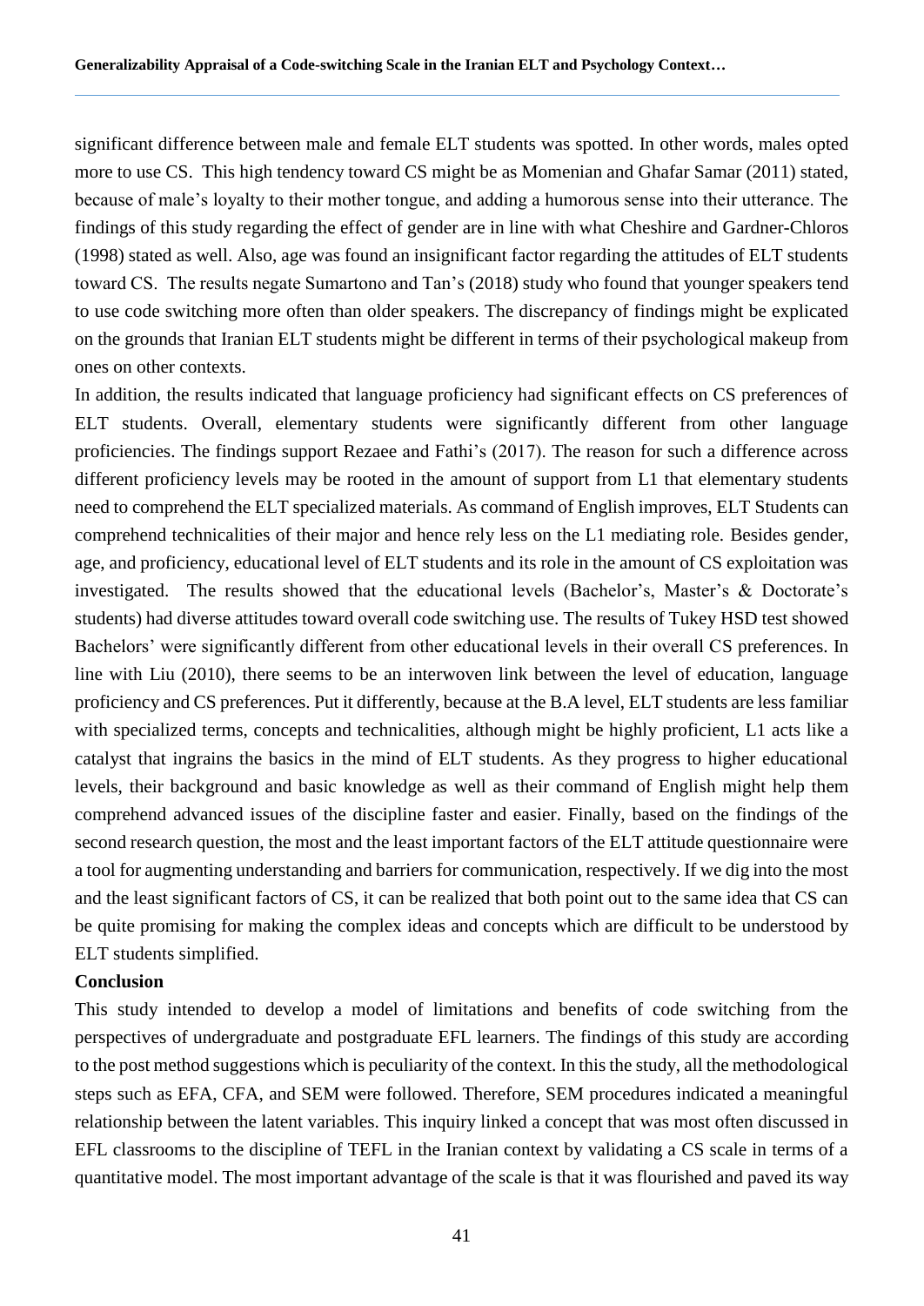significant difference between male and female ELT students was spotted. In other words, males opted more to use CS. This high tendency toward CS might be as Momenian and Ghafar Samar (2011) stated, because of male's loyalty to their mother tongue, and adding a humorous sense into their utterance. The findings of this study regarding the effect of gender are in line with what Cheshire and Gardner-Chloros (1998) stated as well. Also, age was found an insignificant factor regarding the attitudes of ELT students toward CS. The results negate Sumartono and Tan's (2018) study who found that younger speakers tend to use code switching more often than older speakers. The discrepancy of findings might be explicated on the grounds that Iranian ELT students might be different in terms of their psychological makeup from ones on other contexts.

In addition, the results indicated that language proficiency had significant effects on CS preferences of ELT students. Overall, elementary students were significantly different from other language proficiencies. The findings support Rezaee and Fathi's (2017). The reason for such a difference across different proficiency levels may be rooted in the amount of support from L1 that elementary students need to comprehend the ELT specialized materials. As command of English improves, ELT Students can comprehend technicalities of their major and hence rely less on the L1 mediating role. Besides gender, age, and proficiency, educational level of ELT students and its role in the amount of CS exploitation was investigated. The results showed that the educational levels (Bachelor's, Master's & Doctorate's students) had diverse attitudes toward overall code switching use. The results of Tukey HSD test showed Bachelors' were significantly different from other educational levels in their overall CS preferences. In line with Liu (2010), there seems to be an interwoven link between the level of education, language proficiency and CS preferences. Put it differently, because at the B.A level, ELT students are less familiar with specialized terms, concepts and technicalities, although might be highly proficient, L1 acts like a catalyst that ingrains the basics in the mind of ELT students. As they progress to higher educational levels, their background and basic knowledge as well as their command of English might help them comprehend advanced issues of the discipline faster and easier. Finally, based on the findings of the second research question, the most and the least important factors of the ELT attitude questionnaire were a tool for augmenting understanding and barriers for communication, respectively. If we dig into the most and the least significant factors of CS, it can be realized that both point out to the same idea that CS can be quite promising for making the complex ideas and concepts which are difficult to be understood by ELT students simplified.

**Conclusion**

This study intended to develop a model of limitations and benefits of code switching from the perspectives of undergraduate and postgraduate EFL learners. The findings of this study are according to the post method suggestions which is peculiarity of the context. In this the study, all the methodological steps such as EFA, CFA, and SEM were followed. Therefore, SEM procedures indicated a meaningful relationship between the latent variables. This inquiry linked a concept that was most often discussed in EFL classrooms to the discipline of TEFL in the Iranian context by validating a CS scale in terms of a quantitative model. The most important advantage of the scale is that it was flourished and paved its way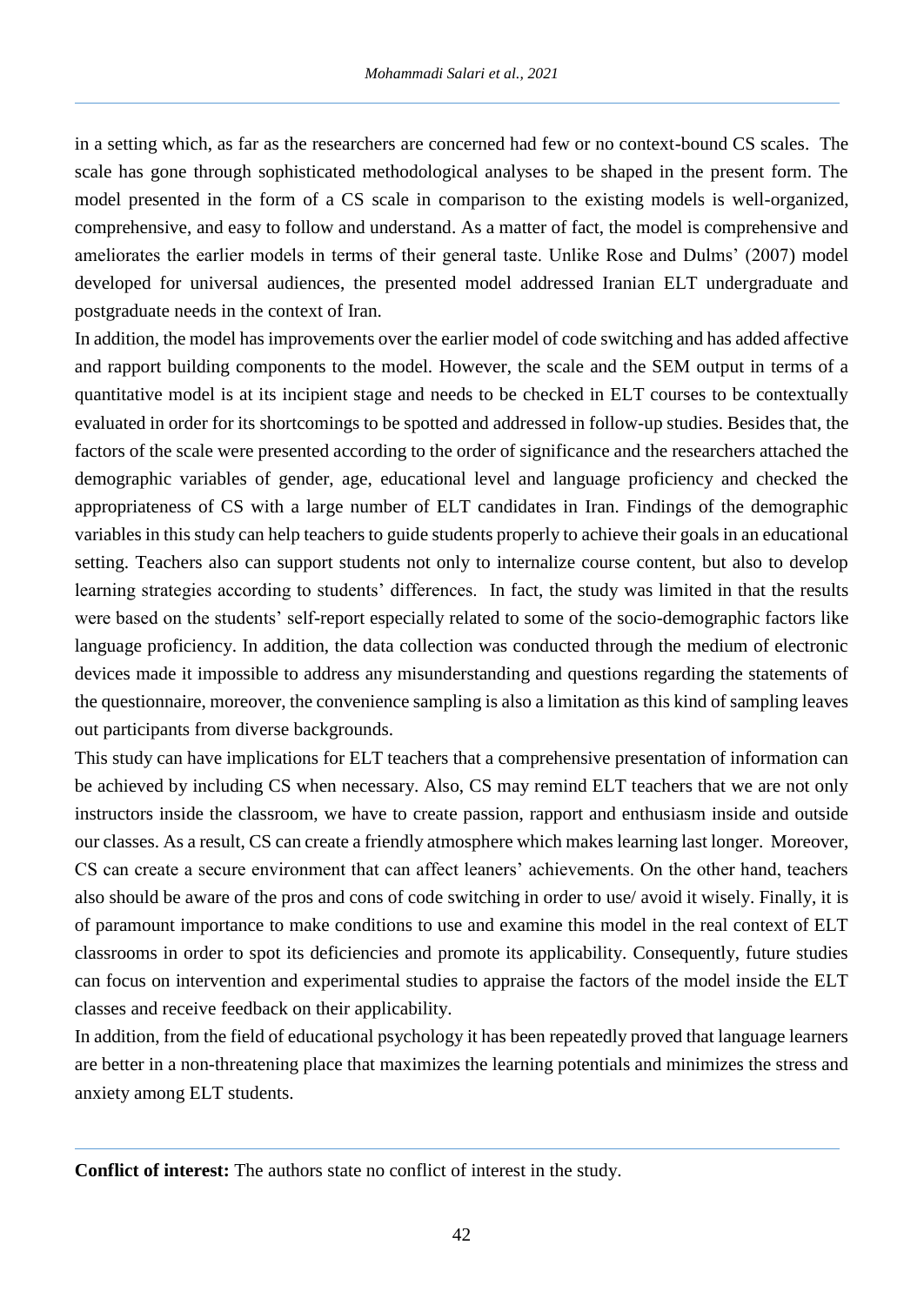in a setting which, as far as the researchers are concerned had few or no context-bound CS scales. The scale has gone through sophisticated methodological analyses to be shaped in the present form. The model presented in the form of a CS scale in comparison to the existing models is well-organized, comprehensive, and easy to follow and understand. As a matter of fact, the model is comprehensive and ameliorates the earlier models in terms of their general taste. Unlike Rose and Dulms' (2007) model developed for universal audiences, the presented model addressed Iranian ELT undergraduate and postgraduate needs in the context of Iran.

In addition, the model has improvements over the earlier model of code switching and has added affective and rapport building components to the model. However, the scale and the SEM output in terms of a quantitative model is at its incipient stage and needs to be checked in ELT courses to be contextually evaluated in order for its shortcomings to be spotted and addressed in follow-up studies. Besides that, the factors of the scale were presented according to the order of significance and the researchers attached the demographic variables of gender, age, educational level and language proficiency and checked the appropriateness of CS with a large number of ELT candidates in Iran. Findings of the demographic variables in this study can help teachers to guide students properly to achieve their goals in an educational setting. Teachers also can support students not only to internalize course content, but also to develop learning strategies according to students' differences. In fact, the study was limited in that the results were based on the students' self-report especially related to some of the socio-demographic factors like language proficiency. In addition, the data collection was conducted through the medium of electronic devices made it impossible to address any misunderstanding and questions regarding the statements of the questionnaire, moreover, the convenience sampling is also a limitation as this kind of sampling leaves out participants from diverse backgrounds.

This study can have implications for ELT teachers that a comprehensive presentation of information can be achieved by including CS when necessary. Also, CS may remind ELT teachers that we are not only instructors inside the classroom, we have to create passion, rapport and enthusiasm inside and outside our classes. As a result, CS can create a friendly atmosphere which makes learning last longer. Moreover, CS can create a secure environment that can affect leaners' achievements. On the other hand, teachers also should be aware of the pros and cons of code switching in order to use/ avoid it wisely. Finally, it is of paramount importance to make conditions to use and examine this model in the real context of ELT classrooms in order to spot its deficiencies and promote its applicability. Consequently, future studies can focus on intervention and experimental studies to appraise the factors of the model inside the ELT classes and receive feedback on their applicability.

In addition, from the field of educational psychology it has been repeatedly proved that language learners are better in a non-threatening place that maximizes the learning potentials and minimizes the stress and anxiety among ELT students.

---

**Conflict of interest:** The authors state no conflict of interest in the study.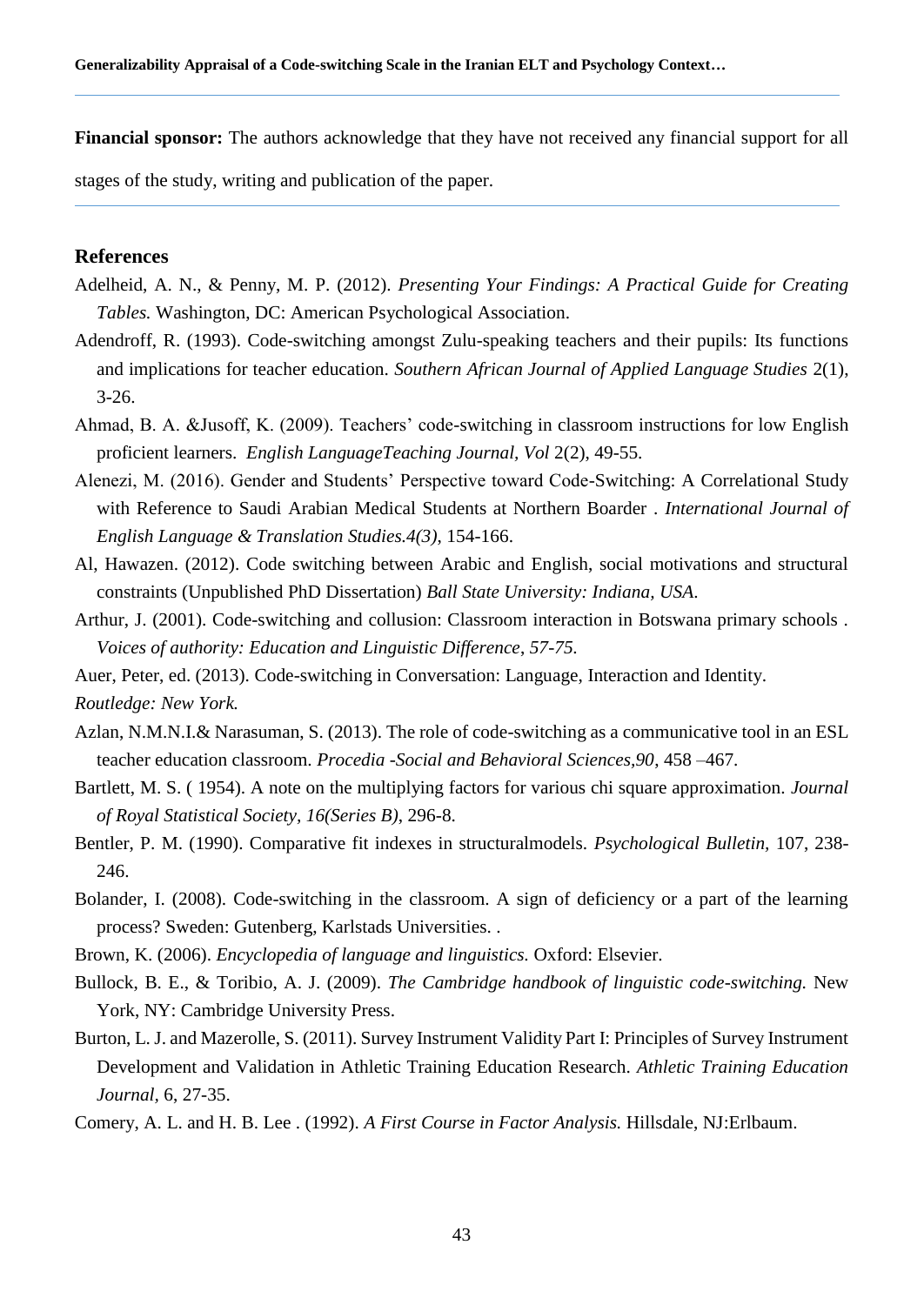**Financial sponsor:** The authors acknowledge that they have not received any financial support for all stages of the study, writing and publication of the paper.

## References

Adelheid, A. N., & Penny, M. P. (2012). *Presenting Your Findings: A Practical Guide for Creating Tables.* Washington, DC: American Psychological Association.

Adendroff, R. (1993). Code-switching amongst Zulu-speaking teachers and their pupils: Its functions and implications for teacher education. *Southern African Journal of Applied Language Studies* 2(1), 3-26.

Ahmad, B. A. &Jusoff, K. (2009). Teachers' code-switching in classroom instructions for low English proficient learners. *English LanguageTeaching Journal, Vol* 2(2), 49-55.

Alenezi, M. (2016). Gender and Students' Perspective toward Code-Switching: A Correlational Study with Reference to Saudi Arabian Medical Students at Northern Boarder . *International Journal of English Language & Translation Studies.4(3)*, 154-166.

Al, Hawazen. (2012). Code switching between Arabic and English, social motivations and structural constraints (Unpublished PhD Dissertation) *Ball State University: Indiana, USA*.

Arthur, J. (2001). Code-switching and collusion: Classroom interaction in Botswana primary schools . *Voices of authority: Education and Linguistic Difference, 57-75.*

Auer, Peter, ed. (2013). Code-switching in Conversation: Language, Interaction and Identity. *Routledge: New York.*

Azlan, N.M.N.I.& Narasuman, S. (2013). The role of code-switching as a communicative tool in an ESL teacher education classroom. *Procedia -Social and Behavioral Sciences,90*, 458 –467.

Bartlett, M. S. ( 1954). A note on the multiplying factors for various chi square approximation. *Journal of Royal Statistical Society, 16(Series B)*, 296-8.

Bentler, P. M. (1990). Comparative fit indexes in structuralmodels. *Psychological Bulletin*, 107, 238-246.

Bolander, I. (2008). Code-switching in the classroom. A sign of deficiency or a part of the learning process? Sweden: Gutenberg, Karlstads Universities. .

Brown, K. (2006). *Encyclopedia of language and linguistics.* Oxford: Elsevier.

Bullock, B. E., & Toribio, A. J. (2009). *The Cambridge handbook of linguistic code-switching.* New York, NY: Cambridge University Press.

Burton, L. J. and Mazerolle, S. (2011). Survey Instrument Validity Part I: Principles of Survey Instrument Development and Validation in Athletic Training Education Research. *Athletic Training Education Journal*, 6, 27-35.

Comery, A. L. and H. B. Lee . (1992). *A First Course in Factor Analysis.* Hillsdale, NJ:Erlbaum.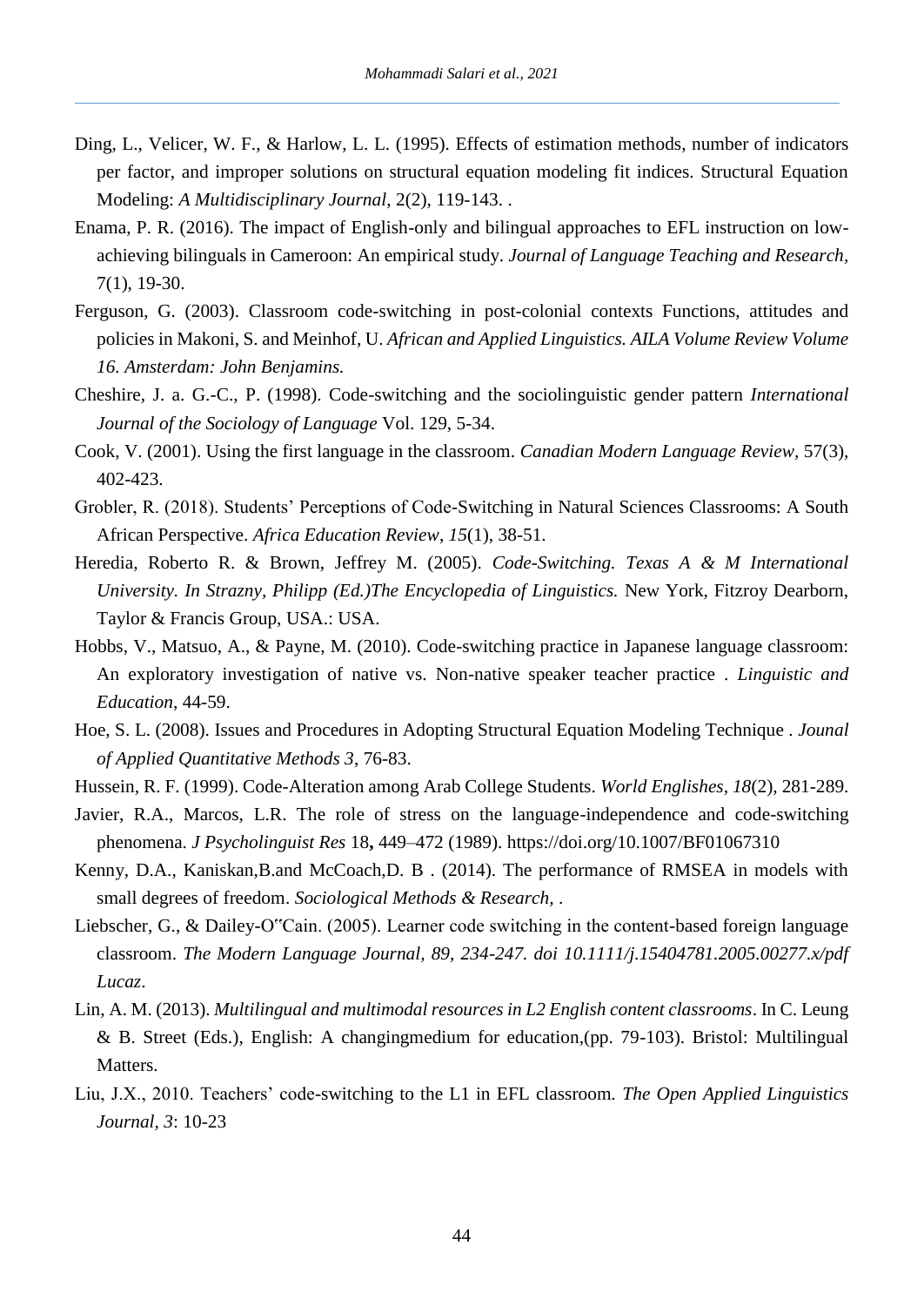Ding, L., Velicer, W. F., & Harlow, L. L. (1995). Effects of estimation methods, number of indicators per factor, and improper solutions on structural equation modeling fit indices. Structural Equation Modeling: *A Multidisciplinary Journal*, 2(2), 119-143. .

Enama, P. R. (2016). The impact of English-only and bilingual approaches to EFL instruction on low-achieving bilinguals in Cameroon: An empirical study. *Journal of Language Teaching and Research,* 7(1), 19-30.

Ferguson, G. (2003). Classroom code-switching in post-colonial contexts Functions, attitudes and policies in Makoni, S. and Meinhof, U. *African and Applied Linguistics. AILA Volume Review Volume 16. Amsterdam: John Benjamins.*

Cheshire, J. a. G.-C., P. (1998). Code-switching and the sociolinguistic gender pattern *International Journal of the Sociology of Language* Vol. 129, 5-34.

Cook, V. (2001). Using the first language in the classroom. *Canadian Modern Language Review*, 57(3), 402-423.

Grobler, R. (2018). Students' Perceptions of Code-Switching in Natural Sciences Classrooms: A South African Perspective. *Africa Education Review*, *15*(1), 38-51.

Heredia, Roberto R. & Brown, Jeffrey M. (2005). *Code-Switching. Texas A & M International University. In Strazny, Philipp (Ed.)The Encyclopedia of Linguistics.* New York, Fitzroy Dearborn, Taylor & Francis Group, USA.: USA.

Hobbs, V., Matsuo, A., & Payne, M. (2010). Code-switching practice in Japanese language classroom: An exploratory investigation of native vs. Non-native speaker teacher practice . *Linguistic and Education*, 44-59.

Hoe, S. L. (2008). Issues and Procedures in Adopting Structural Equation Modeling Technique . *Jounal of Applied Quantitative Methods 3*, 76-83.

Hussein, R. F. (1999). Code-Alteration among Arab College Students. *World Englishes, 18*(2), 281-289.

Javier, R.A., Marcos, L.R. The role of stress on the language-independence and code-switching phenomena. *J Psycholinguist Res* 18**,** 449–472 (1989). https://doi.org/10.1007/BF01067310

Kenny, D.A., Kaniskan,B.and McCoach,D. B . (2014). The performance of RMSEA in models with small degrees of freedom. *Sociological Methods & Research,* .

Liebscher, G., & Dailey-O"Cain. (2005). Learner code switching in the content-based foreign language classroom. *The Modern Language Journal, 89, 234-247. doi 10.1111/j.15404781.2005.00277.x/pdf Lucaz*.

Lin, A. M. (2013). *Multilingual and multimodal resources in L2 English content classrooms*. In C. Leung & B. Street (Eds.), English: A changingmedium for education,(pp. 79-103). Bristol: Multilingual Matters.

Liu, J.X., 2010. Teachers' code-switching to the L1 in EFL classroom. *The Open Applied Linguistics Journal, 3*: 10-23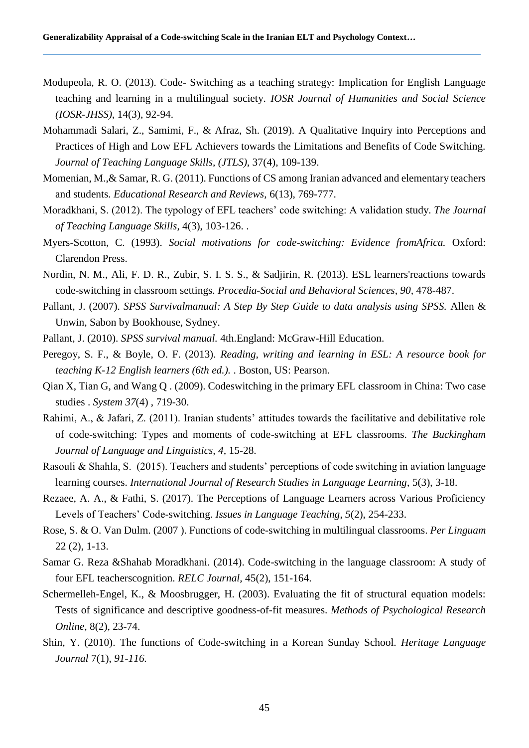Modupeola, R. O. (2013). Code- Switching as a teaching strategy: Implication for English Language teaching and learning in a multilingual society. *IOSR Journal of Humanities and Social Science (IOSR-JHSS),* 14(3), 92-94.

Mohammadi Salari, Z., Samimi, F., & Afraz, Sh. (2019). A Qualitative Inquiry into Perceptions and Practices of High and Low EFL Achievers towards the Limitations and Benefits of Code Switching. *Journal of Teaching Language Skills, (JTLS),* 37(4), 109-139.

Momenian, M.,& Samar, R. G. (2011). Functions of CS among Iranian advanced and elementary teachers and students. *Educational Research and Reviews,* 6(13), 769-777.

Moradkhani, S. (2012). The typology of EFL teachers' code switching: A validation study. *The Journal of Teaching Language Skills*, 4(3), 103-126. .

Myers-Scotton, C. (1993). *Social motivations for code-switching: Evidence fromAfrica.* Oxford: Clarendon Press.

Nordin, N. M., Ali, F. D. R., Zubir, S. I. S. S., & Sadjirin, R. (2013). ESL learners'reactions towards code-switching in classroom settings. *Procedia-Social and Behavioral Sciences*, *90*, 478-487.

Pallant, J. (2007). *SPSS Survivalmanual: A Step By Step Guide to data analysis using SPSS.* Allen & Unwin, Sabon by Bookhouse, Sydney.

Pallant, J. (2010). *SPSS survival manual.* 4th.England: McGraw-Hill Education.

Peregoy, S. F., & Boyle, O. F. (2013). *Reading, writing and learning in ESL: A resource book for teaching K-12 English learners (6th ed.).* . Boston, US: Pearson.

Qian X, Tian G, and Wang Q . (2009). Codeswitching in the primary EFL classroom in China: Two case studies . *System 37*(4) , 719-30.

Rahimi, A., & Jafari, Z. (2011). Iranian students' attitudes towards the facilitative and debilitative role of code-switching: Types and moments of code-switching at EFL classrooms. *The Buckingham Journal of Language and Linguistics, 4,* 15-28.

Rasouli & Shahla, S. (2015). Teachers and students' perceptions of code switching in aviation language learning courses. *International Journal of Research Studies in Language Learning*, 5(3), 3-18.

Rezaee, A. A., & Fathi, S. (2017). The Perceptions of Language Learners across Various Proficiency Levels of Teachers' Code-switching. *Issues in Language Teaching*, *5*(2), 254-233.

Rose, S. & O. Van Dulm. (2007 ). Functions of code-switching in multilingual classrooms. *Per Linguam* 22 (2), 1-13.

Samar G. Reza &Shahab Moradkhani. (2014). Code-switching in the language classroom: A study of four EFL teacherscognition. *RELC Journal,* 45(2), 151-164.

Schermelleh-Engel, K., & Moosbrugger, H. (2003). Evaluating the fit of structural equation models: Tests of significance and descriptive goodness-of-fit measures. *Methods of Psychological Research Online,* 8(2), 23-74.

Shin, Y. (2010). The functions of Code-switching in a Korean Sunday School. *Heritage Language Journal* 7(1), *91-116.*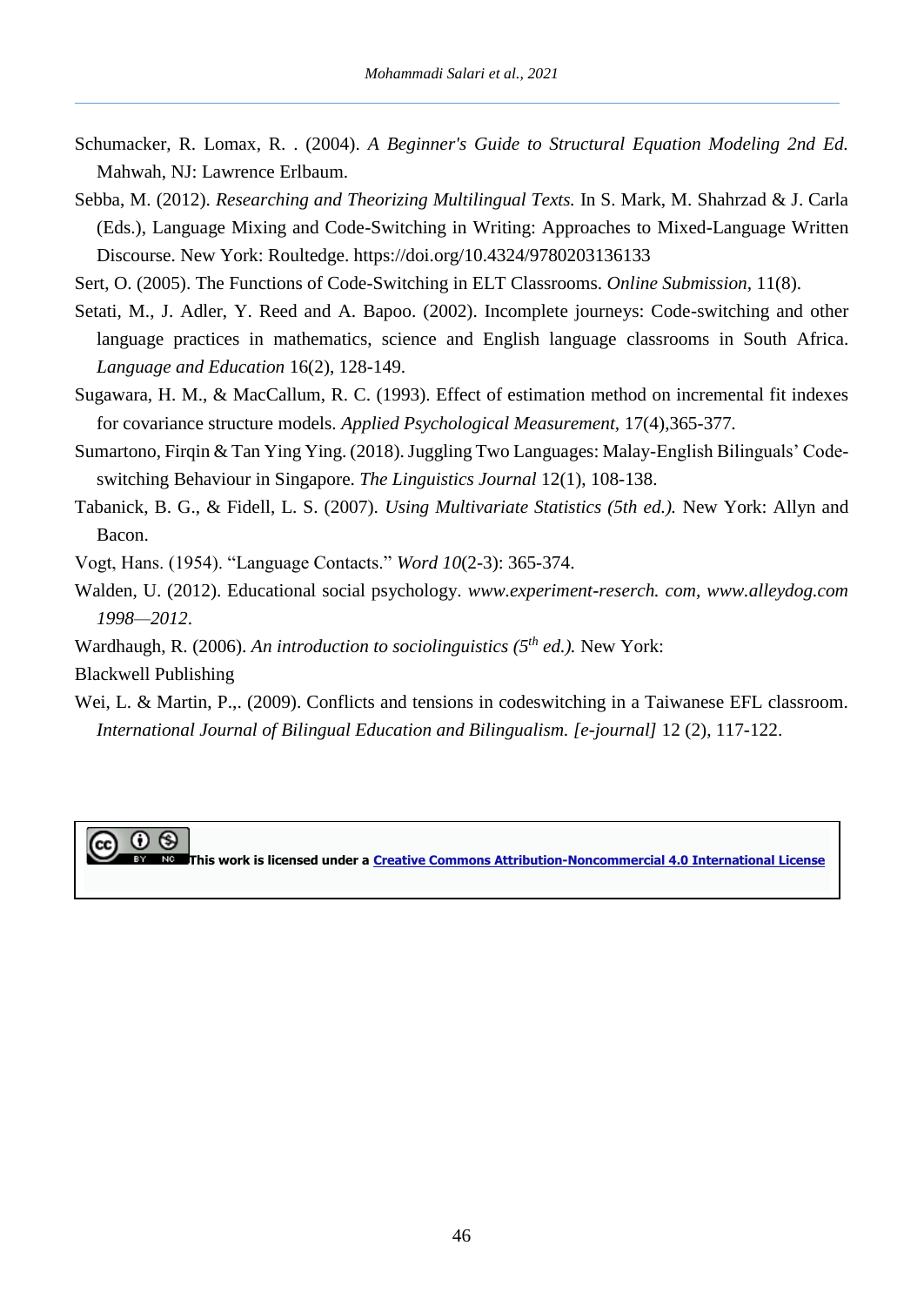Schumacker, R. Lomax, R. . (2004). *A Beginner's Guide to Structural Equation Modeling 2nd Ed.* Mahwah, NJ: Lawrence Erlbaum.

Sebba, M. (2012). *Researching and Theorizing Multilingual Texts.* In S. Mark, M. Shahrzad & J. Carla (Eds.), Language Mixing and Code-Switching in Writing: Approaches to Mixed-Language Written Discourse. New York: Roultedge. https://doi.org/10.4324/9780203136133

Sert, O. (2005). The Functions of Code-Switching in ELT Classrooms. *Online Submission*, 11(8).

Setati, M., J. Adler, Y. Reed and A. Bapoo. (2002). Incomplete journeys: Code-switching and other language practices in mathematics, science and English language classrooms in South Africa. *Language and Education* 16(2), 128-149.

Sugawara, H. M., & MacCallum, R. C. (1993). Effect of estimation method on incremental fit indexes for covariance structure models. *Applied Psychological Measurement*, 17(4),365-377.

Sumartono, Firqin & Tan Ying Ying. (2018). Juggling Two Languages: Malay-English Bilinguals' Code-switching Behaviour in Singapore. *The Linguistics Journal* 12(1), 108-138.

Tabanick, B. G., & Fidell, L. S. (2007). *Using Multivariate Statistics (5th ed.).* New York: Allyn and Bacon.

Vogt, Hans. (1954). "Language Contacts." *Word 10*(2-3): 365-374.

Walden, U. (2012). Educational social psychology. *www.experiment-reserch. com*, *www.alleydog.com 1998—2012*.

Wardhaugh, R. (2006). *An introduction to sociolinguistics (5th ed.).* New York:

Blackwell Publishing

Wei, L. & Martin, P.,. (2009). Conflicts and tensions in codeswitching in a Taiwanese EFL classroom. *International Journal of Bilingual Education and Bilingualism. [e-journal]* 12 (2), 117-122.

**This work is licensed under a [Creative Commons Attribution-Noncommercial 4.0 International License]**